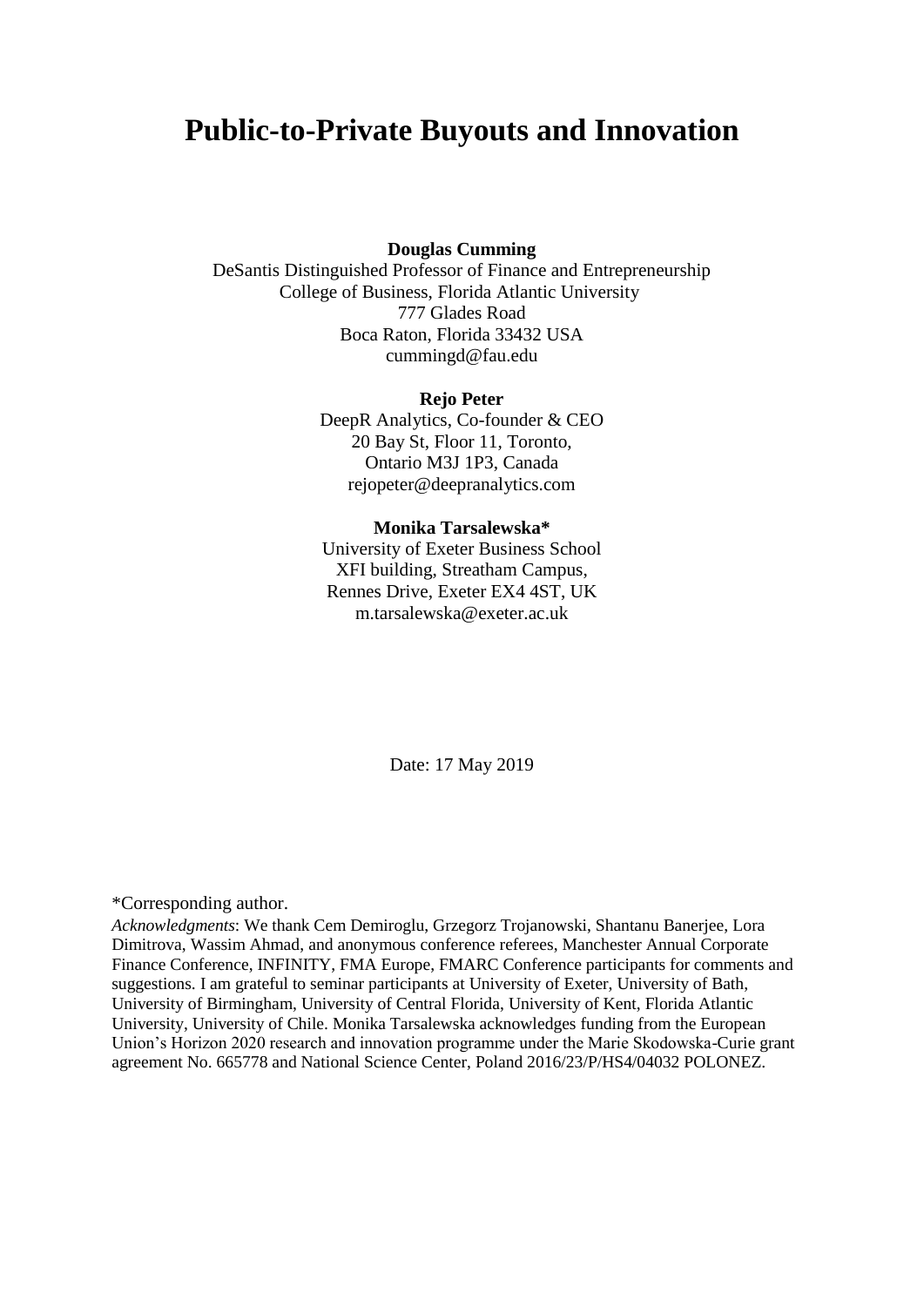# Public-to-Private Buyouts and Innovation

**Douglas Cumming**
DeSantis Distinguished Professor of Finance and Entrepreneurship
College of Business, Florida Atlantic University
777 Glades Road
Boca Raton, Florida 33432 USA
cummingd@fau.edu

**Rejo Peter**
DeepR Analytics, Co-founder & CEO
20 Bay St, Floor 11, Toronto,
Ontario M3J 1P3, Canada
rejopeter@deepranalytics.com

**Monika Tarsalewska***
University of Exeter Business School
XFI building, Streatham Campus,
Rennes Drive, Exeter EX4 4ST, UK
m.tarsalewska@exeter.ac.uk

Date: 17 May 2019

*Corresponding author.

*Acknowledgments*: We thank Cem Demiroglu, Grzegorz Trojanowski, Shantanu Banerjee, Lora Dimitrova, Wassim Ahmad, and anonymous conference referees, Manchester Annual Corporate Finance Conference, INFINITY, FMA Europe, FMARC Conference participants for comments and suggestions. I am grateful to seminar participants at University of Exeter, University of Bath, University of Birmingham, University of Central Florida, University of Kent, Florida Atlantic University, University of Chile. Monika Tarsalewska acknowledges funding from the European Union's Horizon 2020 research and innovation programme under the Marie Skodowska-Curie grant agreement No. 665778 and National Science Center, Poland 2016/23/P/HS4/04032 POLONEZ.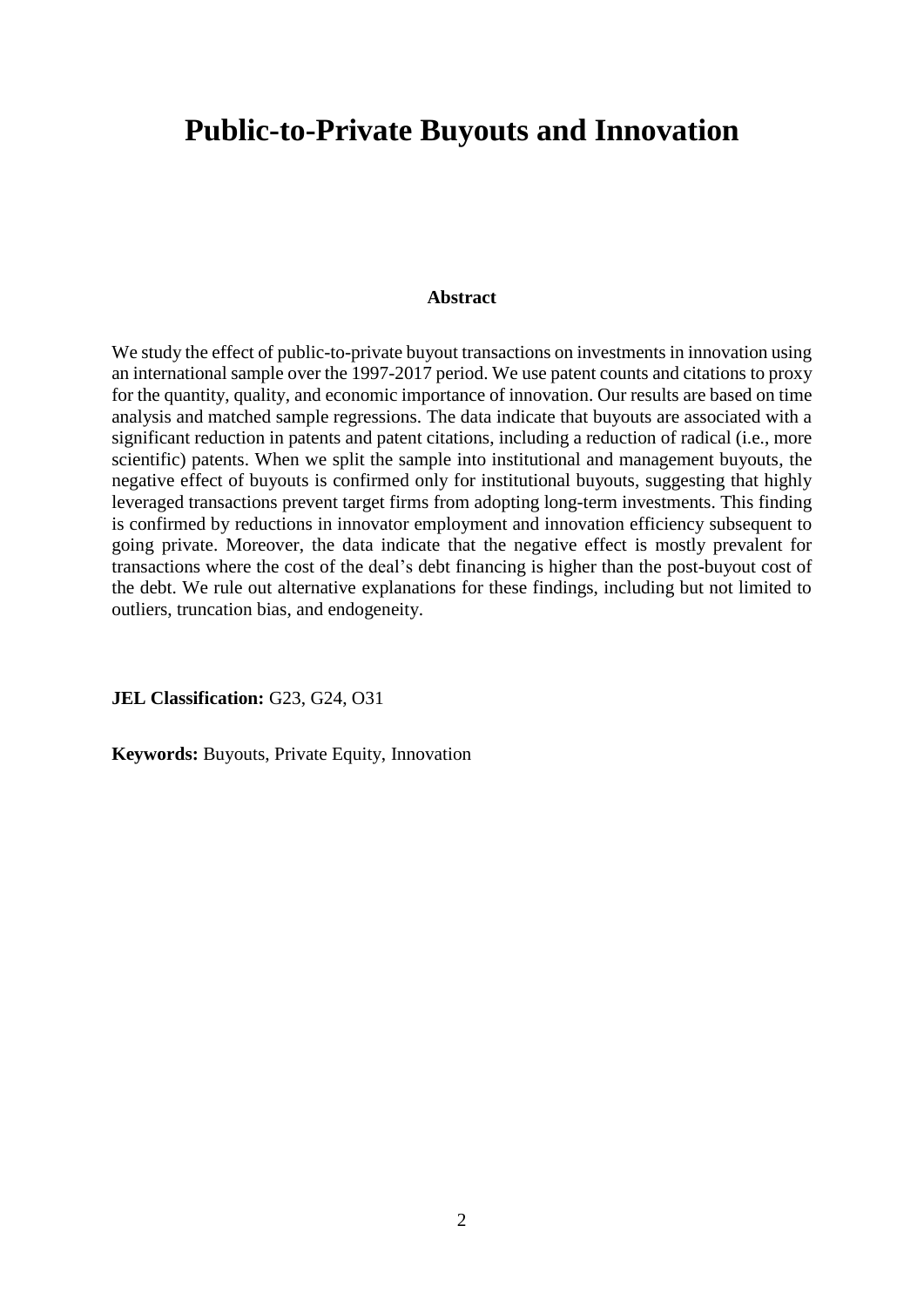# Public-to-Private Buyouts and Innovation

**Abstract**

We study the effect of public-to-private buyout transactions on investments in innovation using an international sample over the 1997-2017 period. We use patent counts and citations to proxy for the quantity, quality, and economic importance of innovation. Our results are based on time analysis and matched sample regressions. The data indicate that buyouts are associated with a significant reduction in patents and patent citations, including a reduction of radical (i.e., more scientific) patents. When we split the sample into institutional and management buyouts, the negative effect of buyouts is confirmed only for institutional buyouts, suggesting that highly leveraged transactions prevent target firms from adopting long-term investments. This finding is confirmed by reductions in innovator employment and innovation efficiency subsequent to going private. Moreover, the data indicate that the negative effect is mostly prevalent for transactions where the cost of the deal's debt financing is higher than the post-buyout cost of the debt. We rule out alternative explanations for these findings, including but not limited to outliers, truncation bias, and endogeneity.

**JEL Classification:** G23, G24, O31

**Keywords:** Buyouts, Private Equity, Innovation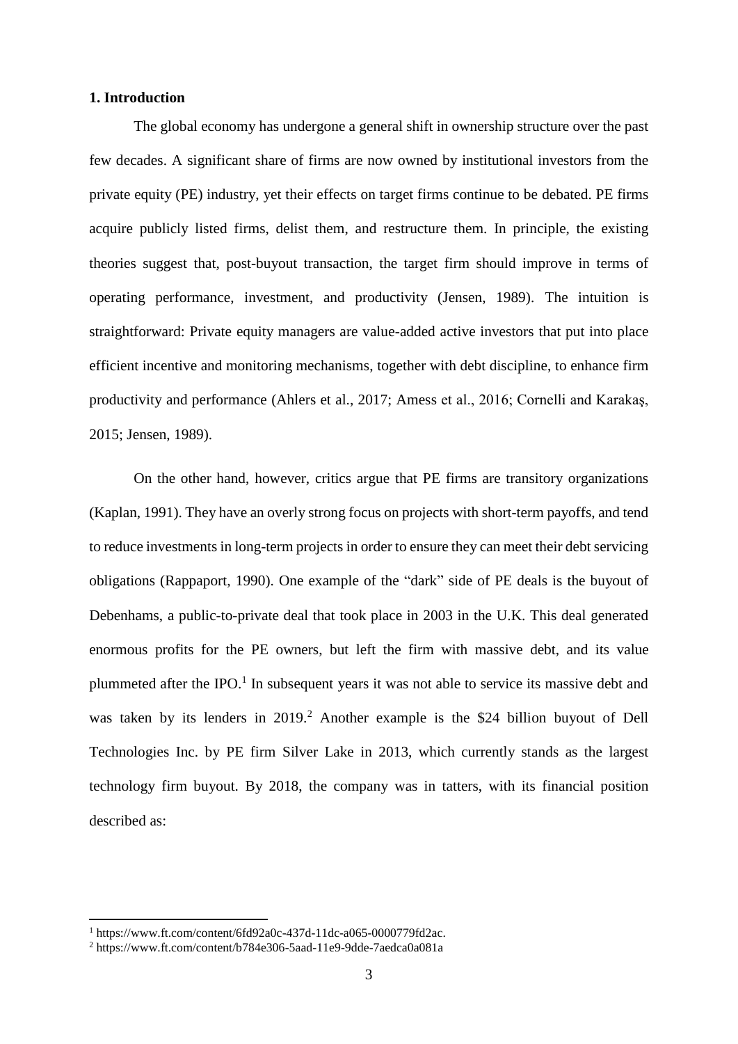## 1. Introduction

The global economy has undergone a general shift in ownership structure over the past few decades. A significant share of firms are now owned by institutional investors from the private equity (PE) industry, yet their effects on target firms continue to be debated. PE firms acquire publicly listed firms, delist them, and restructure them. In principle, the existing theories suggest that, post-buyout transaction, the target firm should improve in terms of operating performance, investment, and productivity (Jensen, 1989). The intuition is straightforward: Private equity managers are value-added active investors that put into place efficient incentive and monitoring mechanisms, together with debt discipline, to enhance firm productivity and performance (Ahlers et al., 2017; Amess et al., 2016; Cornelli and Karakaş, 2015; Jensen, 1989).

On the other hand, however, critics argue that PE firms are transitory organizations (Kaplan, 1991). They have an overly strong focus on projects with short-term payoffs, and tend to reduce investments in long-term projects in order to ensure they can meet their debt servicing obligations (Rappaport, 1990). One example of the "dark" side of PE deals is the buyout of Debenhams, a public-to-private deal that took place in 2003 in the U.K. This deal generated enormous profits for the PE owners, but left the firm with massive debt, and its value plummeted after the IPO.[1] In subsequent years it was not able to service its massive debt and was taken by its lenders in 2019.[2] Another example is the $24 billion buyout of Dell Technologies Inc. by PE firm Silver Lake in 2013, which currently stands as the largest technology firm buyout. By 2018, the company was in tatters, with its financial position described as:

[1] https://www.ft.com/content/6fd92a0c-437d-11dc-a065-0000779fd2ac.

[2] https://www.ft.com/content/b784e306-5aad-11e9-9dde-7aedca0a081a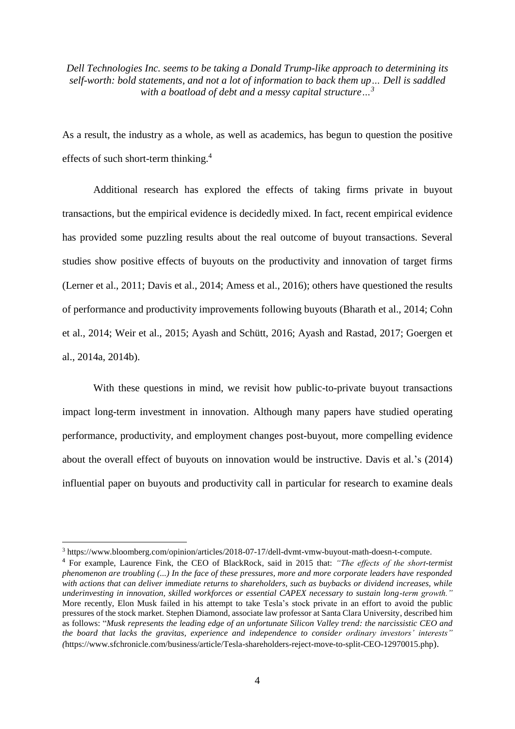*Dell Technologies Inc. seems to be taking a Donald Trump-like approach to determining its self-worth: bold statements, and not a lot of information to back them up… Dell is saddled with a boatload of debt and a messy capital structure…*[3]

As a result, the industry as a whole, as well as academics, has begun to question the positive effects of such short-term thinking.[4]

Additional research has explored the effects of taking firms private in buyout transactions, but the empirical evidence is decidedly mixed. In fact, recent empirical evidence has provided some puzzling results about the real outcome of buyout transactions. Several studies show positive effects of buyouts on the productivity and innovation of target firms (Lerner et al., 2011; Davis et al., 2014; Amess et al., 2016); others have questioned the results of performance and productivity improvements following buyouts (Bharath et al., 2014; Cohn et al., 2014; Weir et al., 2015; Ayash and Schütt, 2016; Ayash and Rastad, 2017; Goergen et al., 2014a, 2014b).

With these questions in mind, we revisit how public-to-private buyout transactions impact long-term investment in innovation. Although many papers have studied operating performance, productivity, and employment changes post-buyout, more compelling evidence about the overall effect of buyouts on innovation would be instructive. Davis et al.'s (2014) influential paper on buyouts and productivity call in particular for research to examine deals

---

[3] https://www.bloomberg.com/opinion/articles/2018-07-17/dell-dvmt-vmw-buyout-math-doesn-t-compute.

[4] For example, Laurence Fink, the CEO of BlackRock, said in 2015 that: *"The effects of the short-termist phenomenon are troubling (...) In the face of these pressures, more and more corporate leaders have responded with actions that can deliver immediate returns to shareholders, such as buybacks or dividend increases, while underinvesting in innovation, skilled workforces or essential CAPEX necessary to sustain long-term growth."* More recently, Elon Musk failed in his attempt to take Tesla's stock private in an effort to avoid the public pressures of the stock market. Stephen Diamond, associate law professor at Santa Clara University, described him as follows: "*Musk represents the leading edge of an unfortunate Silicon Valley trend: the narcissistic CEO and the board that lacks the gravitas, experience and independence to consider ordinary investors' interests" (*https://www.sfchronicle.com/business/article/Tesla-shareholders-reject-move-to-split-CEO-12970015.php).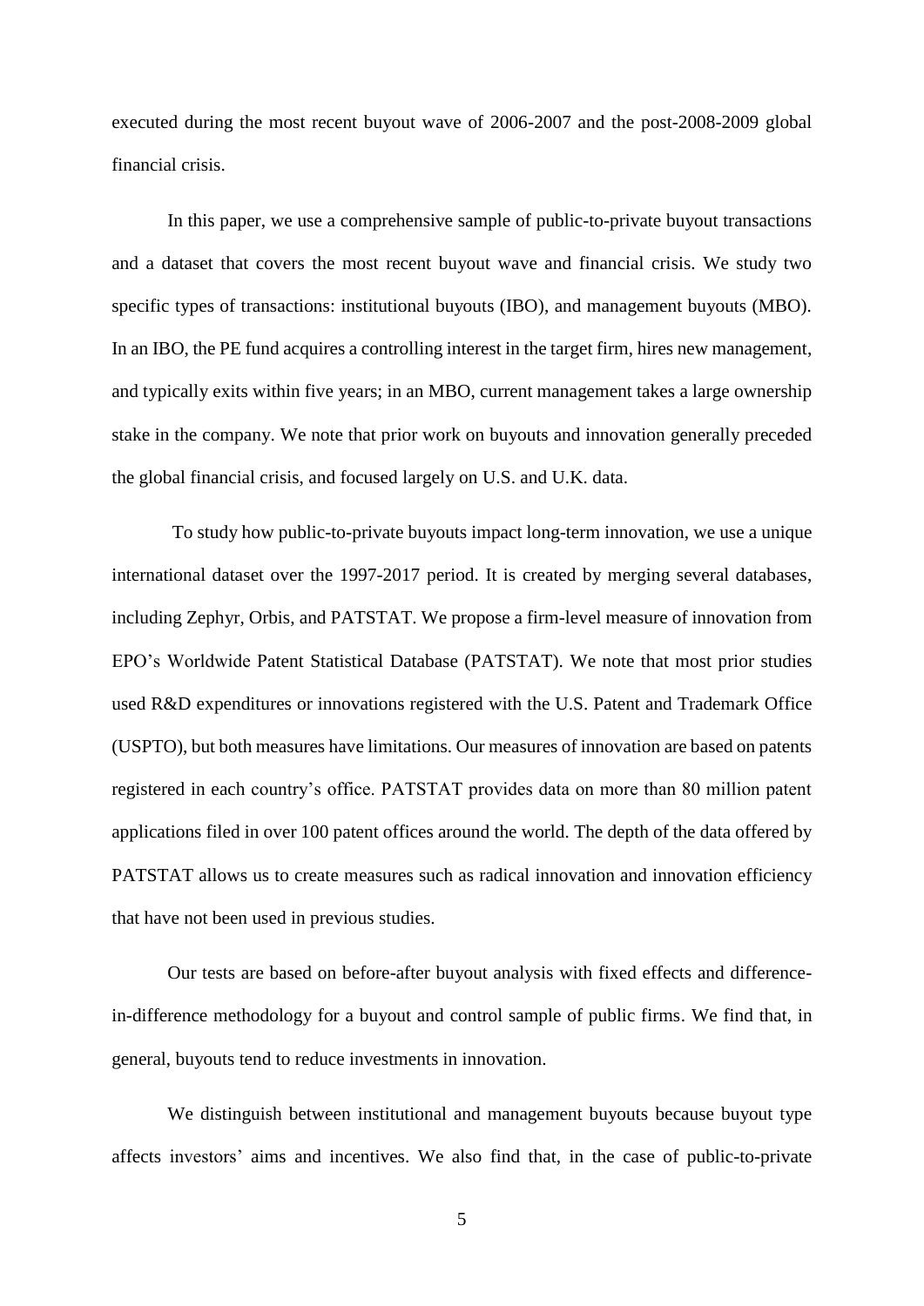executed during the most recent buyout wave of 2006-2007 and the post-2008-2009 global financial crisis.

In this paper, we use a comprehensive sample of public-to-private buyout transactions and a dataset that covers the most recent buyout wave and financial crisis. We study two specific types of transactions: institutional buyouts (IBO), and management buyouts (MBO). In an IBO, the PE fund acquires a controlling interest in the target firm, hires new management, and typically exits within five years; in an MBO, current management takes a large ownership stake in the company. We note that prior work on buyouts and innovation generally preceded the global financial crisis, and focused largely on U.S. and U.K. data.

To study how public-to-private buyouts impact long-term innovation, we use a unique international dataset over the 1997-2017 period. It is created by merging several databases, including Zephyr, Orbis, and PATSTAT. We propose a firm-level measure of innovation from EPO's Worldwide Patent Statistical Database (PATSTAT). We note that most prior studies used R&D expenditures or innovations registered with the U.S. Patent and Trademark Office (USPTO), but both measures have limitations. Our measures of innovation are based on patents registered in each country's office. PATSTAT provides data on more than 80 million patent applications filed in over 100 patent offices around the world. The depth of the data offered by PATSTAT allows us to create measures such as radical innovation and innovation efficiency that have not been used in previous studies.

Our tests are based on before-after buyout analysis with fixed effects and difference-in-difference methodology for a buyout and control sample of public firms. We find that, in general, buyouts tend to reduce investments in innovation.

We distinguish between institutional and management buyouts because buyout type affects investors' aims and incentives. We also find that, in the case of public-to-private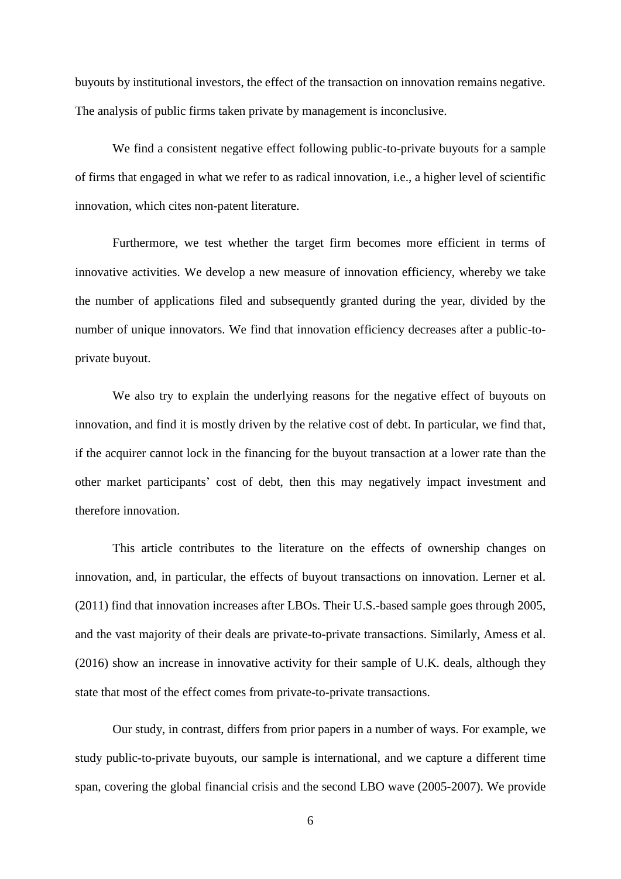buyouts by institutional investors, the effect of the transaction on innovation remains negative. The analysis of public firms taken private by management is inconclusive.

We find a consistent negative effect following public-to-private buyouts for a sample of firms that engaged in what we refer to as radical innovation, i.e., a higher level of scientific innovation, which cites non-patent literature.

Furthermore, we test whether the target firm becomes more efficient in terms of innovative activities. We develop a new measure of innovation efficiency, whereby we take the number of applications filed and subsequently granted during the year, divided by the number of unique innovators. We find that innovation efficiency decreases after a public-to-private buyout.

We also try to explain the underlying reasons for the negative effect of buyouts on innovation, and find it is mostly driven by the relative cost of debt. In particular, we find that, if the acquirer cannot lock in the financing for the buyout transaction at a lower rate than the other market participants' cost of debt, then this may negatively impact investment and therefore innovation.

This article contributes to the literature on the effects of ownership changes on innovation, and, in particular, the effects of buyout transactions on innovation. Lerner et al. (2011) find that innovation increases after LBOs. Their U.S.-based sample goes through 2005, and the vast majority of their deals are private-to-private transactions. Similarly, Amess et al. (2016) show an increase in innovative activity for their sample of U.K. deals, although they state that most of the effect comes from private-to-private transactions.

Our study, in contrast, differs from prior papers in a number of ways. For example, we study public-to-private buyouts, our sample is international, and we capture a different time span, covering the global financial crisis and the second LBO wave (2005-2007). We provide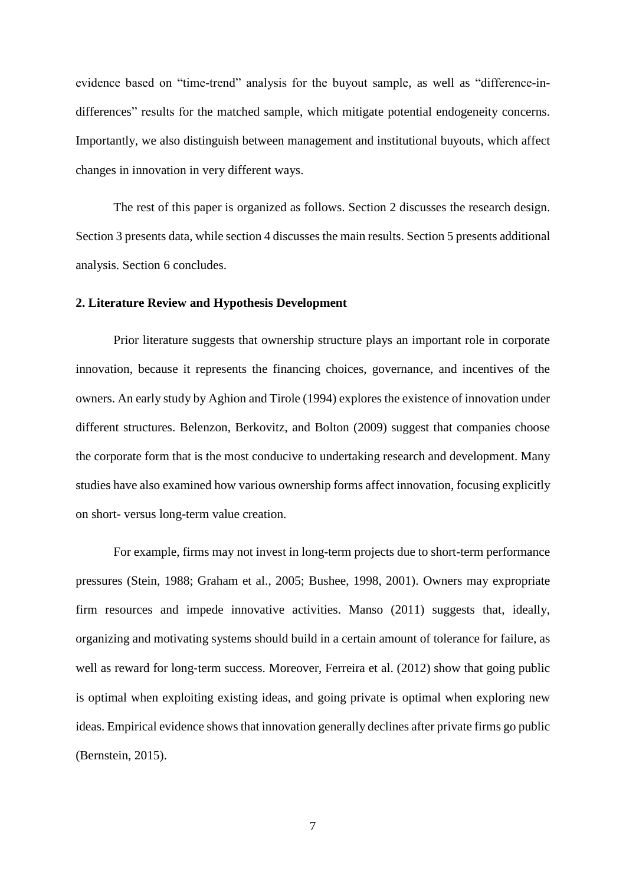evidence based on "time-trend" analysis for the buyout sample, as well as "difference-in-differences" results for the matched sample, which mitigate potential endogeneity concerns. Importantly, we also distinguish between management and institutional buyouts, which affect changes in innovation in very different ways.

The rest of this paper is organized as follows. Section 2 discusses the research design. Section 3 presents data, while section 4 discusses the main results. Section 5 presents additional analysis. Section 6 concludes.

## 2. Literature Review and Hypothesis Development

Prior literature suggests that ownership structure plays an important role in corporate innovation, because it represents the financing choices, governance, and incentives of the owners. An early study by Aghion and Tirole (1994) explores the existence of innovation under different structures. Belenzon, Berkovitz, and Bolton (2009) suggest that companies choose the corporate form that is the most conducive to undertaking research and development. Many studies have also examined how various ownership forms affect innovation, focusing explicitly on short- versus long-term value creation.

For example, firms may not invest in long-term projects due to short-term performance pressures (Stein, 1988; Graham et al., 2005; Bushee, 1998, 2001). Owners may expropriate firm resources and impede innovative activities. Manso (2011) suggests that, ideally, organizing and motivating systems should build in a certain amount of tolerance for failure, as well as reward for long-term success. Moreover, Ferreira et al. (2012) show that going public is optimal when exploiting existing ideas, and going private is optimal when exploring new ideas. Empirical evidence shows that innovation generally declines after private firms go public (Bernstein, 2015).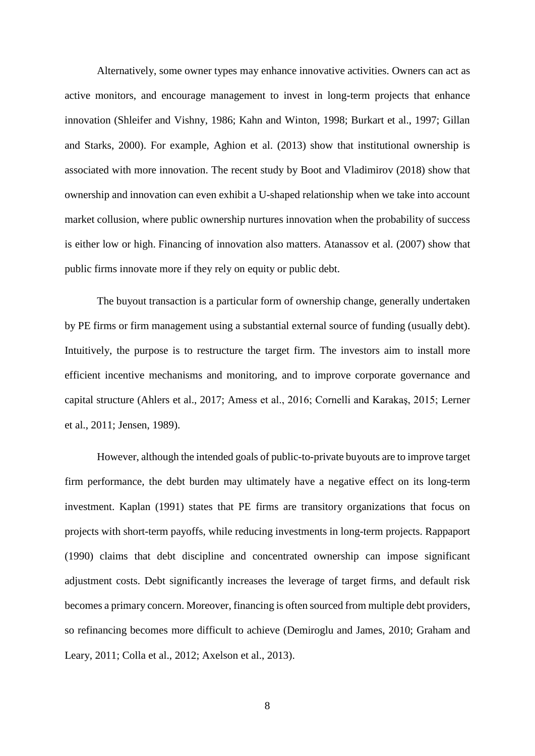Alternatively, some owner types may enhance innovative activities. Owners can act as active monitors, and encourage management to invest in long-term projects that enhance innovation (Shleifer and Vishny, 1986; Kahn and Winton, 1998; Burkart et al., 1997; Gillan and Starks, 2000). For example, Aghion et al. (2013) show that institutional ownership is associated with more innovation. The recent study by Boot and Vladimirov (2018) show that ownership and innovation can even exhibit a U-shaped relationship when we take into account market collusion, where public ownership nurtures innovation when the probability of success is either low or high. Financing of innovation also matters. Atanassov et al. (2007) show that public firms innovate more if they rely on equity or public debt.

The buyout transaction is a particular form of ownership change, generally undertaken by PE firms or firm management using a substantial external source of funding (usually debt). Intuitively, the purpose is to restructure the target firm. The investors aim to install more efficient incentive mechanisms and monitoring, and to improve corporate governance and capital structure (Ahlers et al., 2017; Amess et al., 2016; Cornelli and Karakaş, 2015; Lerner et al., 2011; Jensen, 1989).

However, although the intended goals of public-to-private buyouts are to improve target firm performance, the debt burden may ultimately have a negative effect on its long-term investment. Kaplan (1991) states that PE firms are transitory organizations that focus on projects with short-term payoffs, while reducing investments in long-term projects. Rappaport (1990) claims that debt discipline and concentrated ownership can impose significant adjustment costs. Debt significantly increases the leverage of target firms, and default risk becomes a primary concern. Moreover, financing is often sourced from multiple debt providers, so refinancing becomes more difficult to achieve (Demiroglu and James, 2010; Graham and Leary, 2011; Colla et al., 2012; Axelson et al., 2013).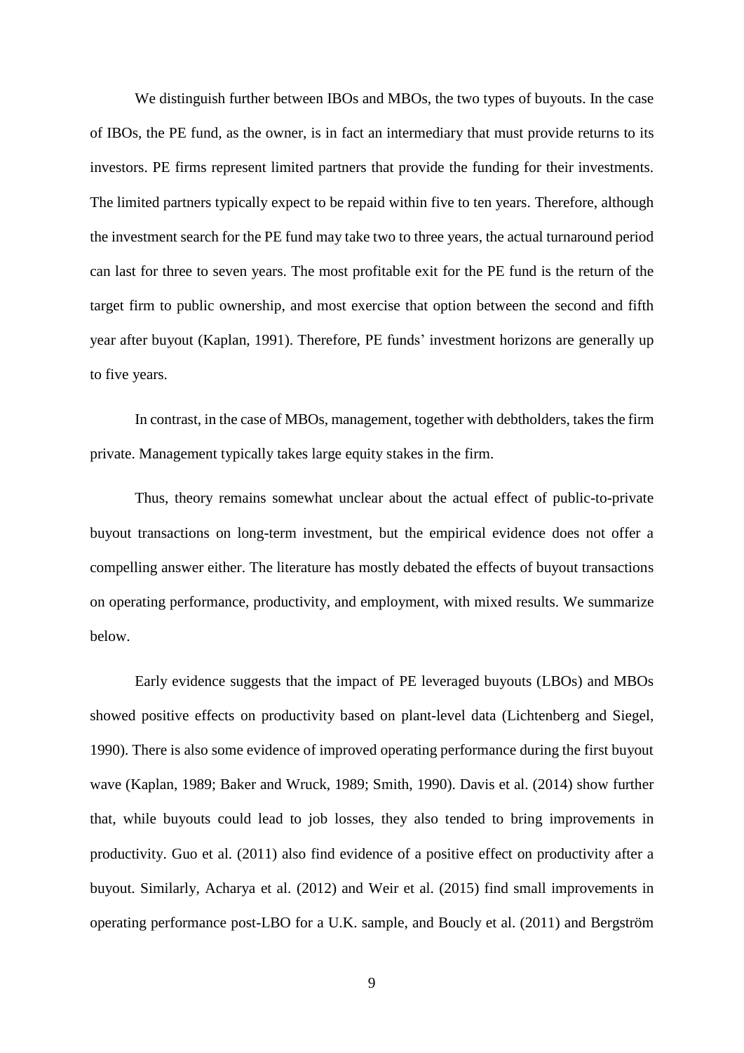We distinguish further between IBOs and MBOs, the two types of buyouts. In the case of IBOs, the PE fund, as the owner, is in fact an intermediary that must provide returns to its investors. PE firms represent limited partners that provide the funding for their investments. The limited partners typically expect to be repaid within five to ten years. Therefore, although the investment search for the PE fund may take two to three years, the actual turnaround period can last for three to seven years. The most profitable exit for the PE fund is the return of the target firm to public ownership, and most exercise that option between the second and fifth year after buyout (Kaplan, 1991). Therefore, PE funds' investment horizons are generally up to five years.

In contrast, in the case of MBOs, management, together with debtholders, takes the firm private. Management typically takes large equity stakes in the firm.

Thus, theory remains somewhat unclear about the actual effect of public-to-private buyout transactions on long-term investment, but the empirical evidence does not offer a compelling answer either. The literature has mostly debated the effects of buyout transactions on operating performance, productivity, and employment, with mixed results. We summarize below.

Early evidence suggests that the impact of PE leveraged buyouts (LBOs) and MBOs showed positive effects on productivity based on plant-level data (Lichtenberg and Siegel, 1990). There is also some evidence of improved operating performance during the first buyout wave (Kaplan, 1989; Baker and Wruck, 1989; Smith, 1990). Davis et al. (2014) show further that, while buyouts could lead to job losses, they also tended to bring improvements in productivity. Guo et al. (2011) also find evidence of a positive effect on productivity after a buyout. Similarly, Acharya et al. (2012) and Weir et al. (2015) find small improvements in operating performance post-LBO for a U.K. sample, and Boucly et al. (2011) and Bergström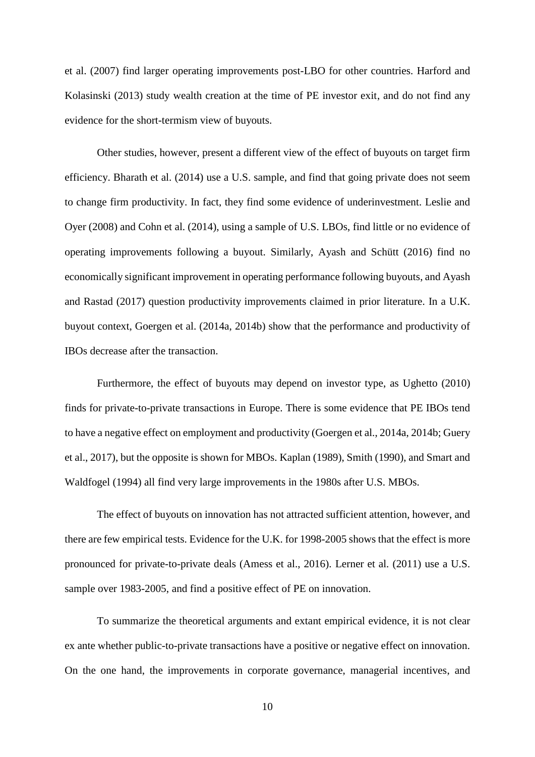et al. (2007) find larger operating improvements post-LBO for other countries. Harford and Kolasinski (2013) study wealth creation at the time of PE investor exit, and do not find any evidence for the short-termism view of buyouts.

Other studies, however, present a different view of the effect of buyouts on target firm efficiency. Bharath et al. (2014) use a U.S. sample, and find that going private does not seem to change firm productivity. In fact, they find some evidence of underinvestment. Leslie and Oyer (2008) and Cohn et al. (2014), using a sample of U.S. LBOs, find little or no evidence of operating improvements following a buyout. Similarly, Ayash and Schütt (2016) find no economically significant improvement in operating performance following buyouts, and Ayash and Rastad (2017) question productivity improvements claimed in prior literature. In a U.K. buyout context, Goergen et al. (2014a, 2014b) show that the performance and productivity of IBOs decrease after the transaction.

Furthermore, the effect of buyouts may depend on investor type, as Ughetto (2010) finds for private-to-private transactions in Europe. There is some evidence that PE IBOs tend to have a negative effect on employment and productivity (Goergen et al., 2014a, 2014b; Guery et al., 2017), but the opposite is shown for MBOs. Kaplan (1989), Smith (1990), and Smart and Waldfogel (1994) all find very large improvements in the 1980s after U.S. MBOs.

The effect of buyouts on innovation has not attracted sufficient attention, however, and there are few empirical tests. Evidence for the U.K. for 1998-2005 shows that the effect is more pronounced for private-to-private deals (Amess et al., 2016). Lerner et al. (2011) use a U.S. sample over 1983-2005, and find a positive effect of PE on innovation.

To summarize the theoretical arguments and extant empirical evidence, it is not clear ex ante whether public-to-private transactions have a positive or negative effect on innovation. On the one hand, the improvements in corporate governance, managerial incentives, and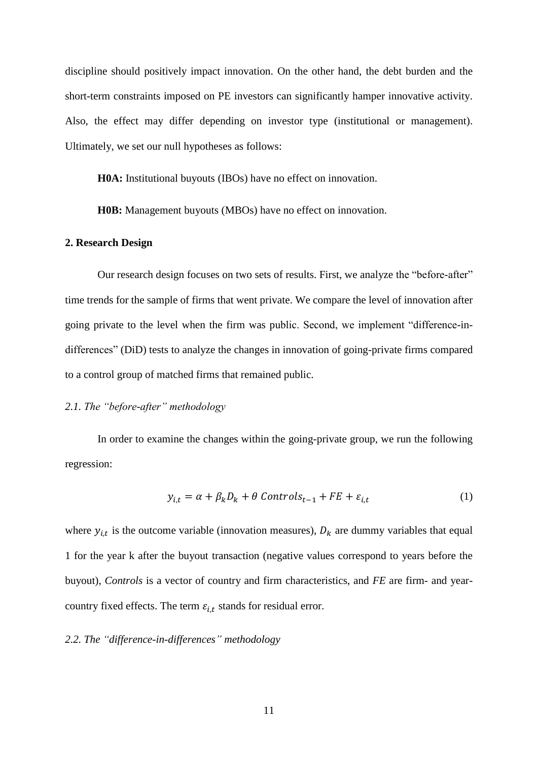discipline should positively impact innovation. On the other hand, the debt burden and the short-term constraints imposed on PE investors can significantly hamper innovative activity. Also, the effect may differ depending on investor type (institutional or management). Ultimately, we set our null hypotheses as follows:

**H0A:** Institutional buyouts (IBOs) have no effect on innovation.

**H0B:** Management buyouts (MBOs) have no effect on innovation.

## 2. Research Design

Our research design focuses on two sets of results. First, we analyze the "before-after" time trends for the sample of firms that went private. We compare the level of innovation after going private to the level when the firm was public. Second, we implement "difference-in-differences" (DiD) tests to analyze the changes in innovation of going-private firms compared to a control group of matched firms that remained public.

### *2.1. The "before-after" methodology*

In order to examine the changes within the going-private group, we run the following regression:

$$y_{i,t} = \alpha + \beta_k D_k + \theta \; Controls_{t-1} + FE + \varepsilon_{i,t} \tag{1}$$

where $y_{i,t}$ is the outcome variable (innovation measures), $D_k$ are dummy variables that equal 1 for the year k after the buyout transaction (negative values correspond to years before the buyout), *Controls* is a vector of country and firm characteristics, and *FE* are firm- and year-country fixed effects. The term $\varepsilon_{i,t}$ stands for residual error.

### *2.2. The "difference-in-differences" methodology*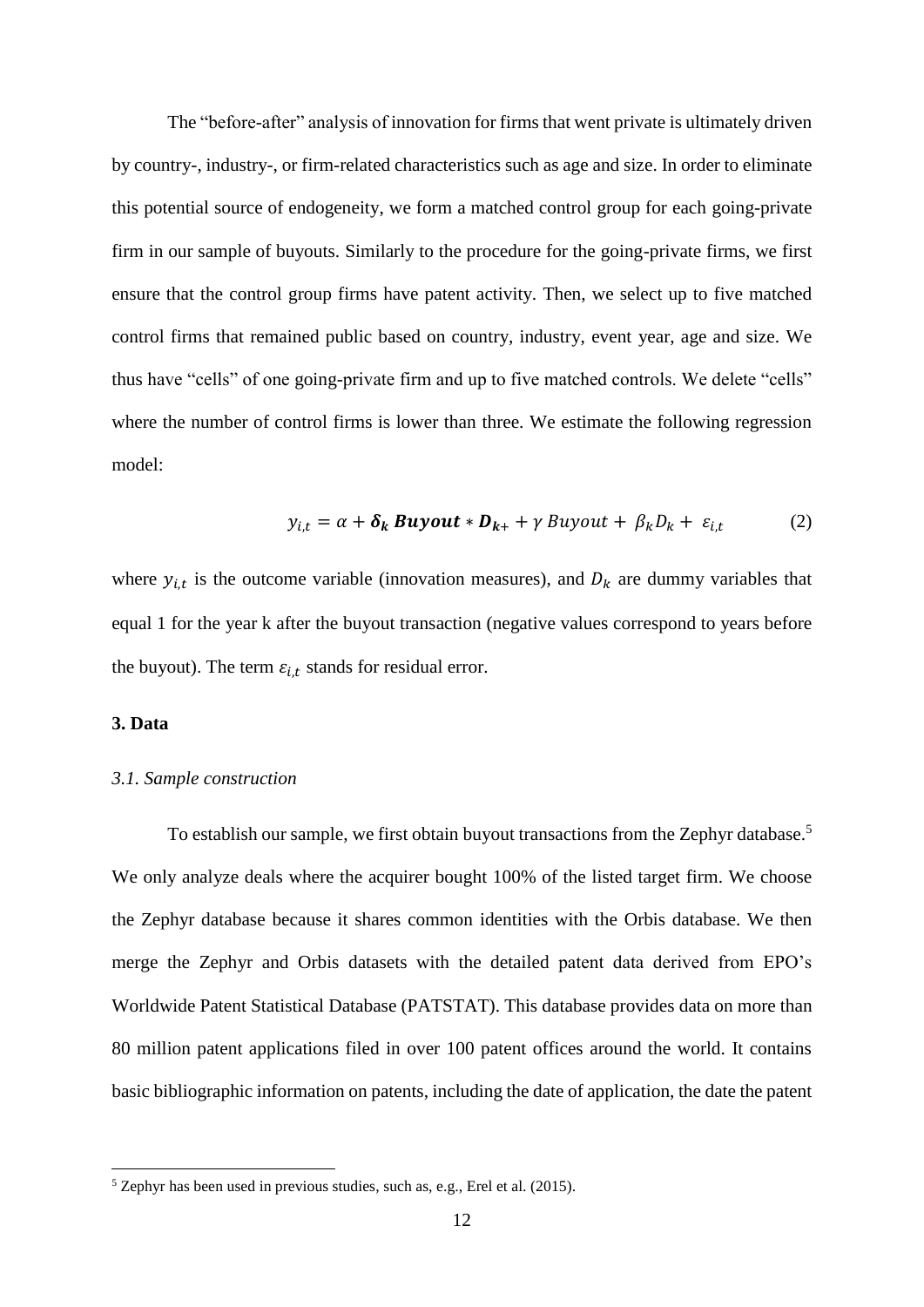The "before-after" analysis of innovation for firms that went private is ultimately driven by country-, industry-, or firm-related characteristics such as age and size. In order to eliminate this potential source of endogeneity, we form a matched control group for each going-private firm in our sample of buyouts. Similarly to the procedure for the going-private firms, we first ensure that the control group firms have patent activity. Then, we select up to five matched control firms that remained public based on country, industry, event year, age and size. We thus have "cells" of one going-private firm and up to five matched controls. We delete "cells" where the number of control firms is lower than three. We estimate the following regression model:

$$y_{i,t} = \alpha + \boldsymbol{\delta_k} \, \boldsymbol{Buyout} * \boldsymbol{D_{k+}} + \gamma \, Buyout + \beta_k D_k + \varepsilon_{i,t} \qquad (2)$$

where $y_{i,t}$ is the outcome variable (innovation measures), and $D_k$ are dummy variables that equal 1 for the year k after the buyout transaction (negative values correspond to years before the buyout). The term $\varepsilon_{i,t}$ stands for residual error.

## 3. Data

### *3.1. Sample construction*

To establish our sample, we first obtain buyout transactions from the Zephyr database.[5] We only analyze deals where the acquirer bought 100% of the listed target firm. We choose the Zephyr database because it shares common identities with the Orbis database. We then merge the Zephyr and Orbis datasets with the detailed patent data derived from EPO's Worldwide Patent Statistical Database (PATSTAT). This database provides data on more than 80 million patent applications filed in over 100 patent offices around the world. It contains basic bibliographic information on patents, including the date of application, the date the patent

[5] Zephyr has been used in previous studies, such as, e.g., Erel et al. (2015).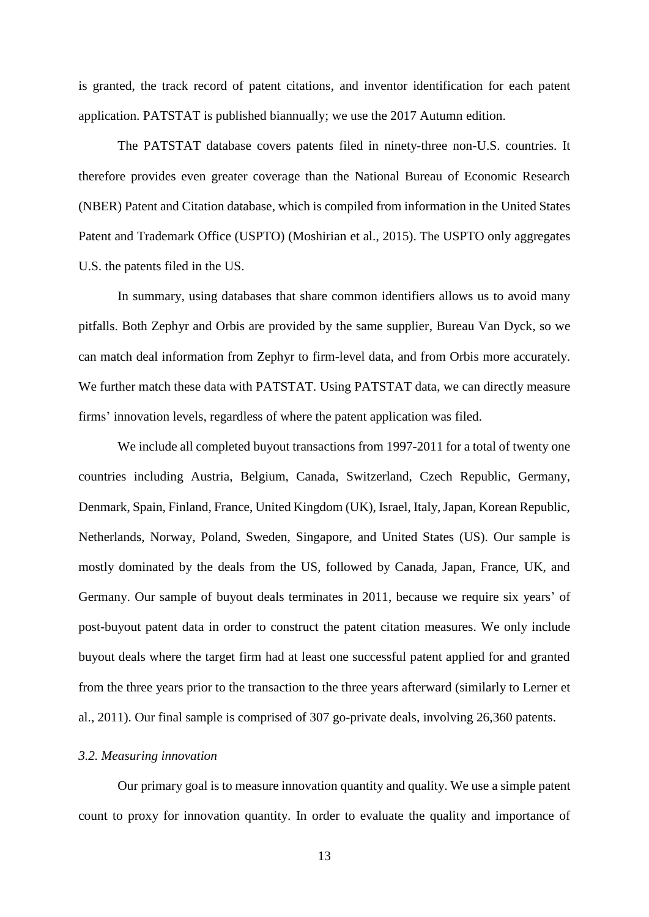is granted, the track record of patent citations, and inventor identification for each patent application. PATSTAT is published biannually; we use the 2017 Autumn edition.

The PATSTAT database covers patents filed in ninety-three non-U.S. countries. It therefore provides even greater coverage than the National Bureau of Economic Research (NBER) Patent and Citation database, which is compiled from information in the United States Patent and Trademark Office (USPTO) (Moshirian et al., 2015). The USPTO only aggregates U.S. the patents filed in the US.

In summary, using databases that share common identifiers allows us to avoid many pitfalls. Both Zephyr and Orbis are provided by the same supplier, Bureau Van Dyck, so we can match deal information from Zephyr to firm-level data, and from Orbis more accurately. We further match these data with PATSTAT. Using PATSTAT data, we can directly measure firms' innovation levels, regardless of where the patent application was filed.

We include all completed buyout transactions from 1997-2011 for a total of twenty one countries including Austria, Belgium, Canada, Switzerland, Czech Republic, Germany, Denmark, Spain, Finland, France, United Kingdom (UK), Israel, Italy, Japan, Korean Republic, Netherlands, Norway, Poland, Sweden, Singapore, and United States (US). Our sample is mostly dominated by the deals from the US, followed by Canada, Japan, France, UK, and Germany. Our sample of buyout deals terminates in 2011, because we require six years' of post-buyout patent data in order to construct the patent citation measures. We only include buyout deals where the target firm had at least one successful patent applied for and granted from the three years prior to the transaction to the three years afterward (similarly to Lerner et al., 2011). Our final sample is comprised of 307 go-private deals, involving 26,360 patents.

### *3.2. Measuring innovation*

Our primary goal is to measure innovation quantity and quality. We use a simple patent count to proxy for innovation quantity. In order to evaluate the quality and importance of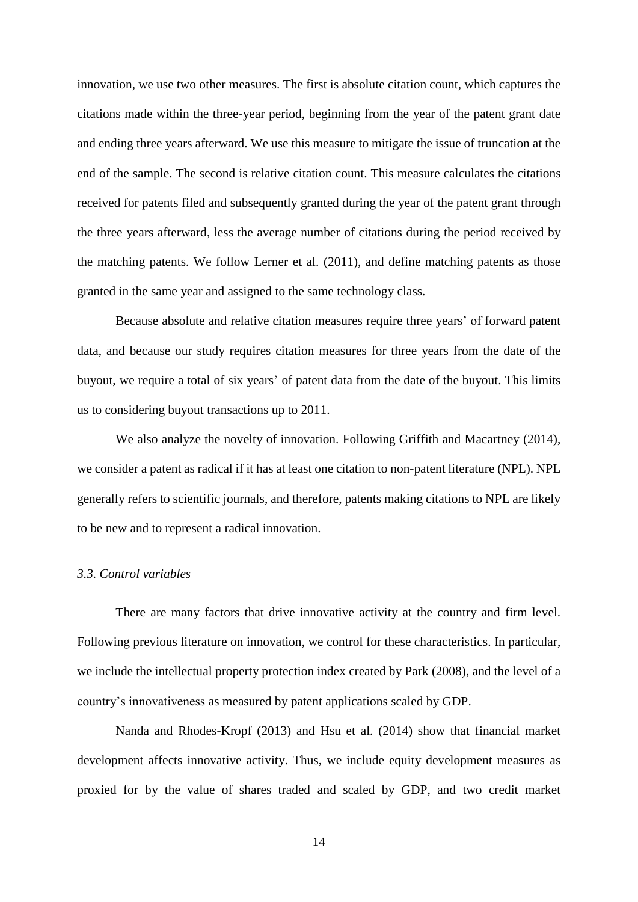innovation, we use two other measures. The first is absolute citation count, which captures the citations made within the three-year period, beginning from the year of the patent grant date and ending three years afterward. We use this measure to mitigate the issue of truncation at the end of the sample. The second is relative citation count. This measure calculates the citations received for patents filed and subsequently granted during the year of the patent grant through the three years afterward, less the average number of citations during the period received by the matching patents. We follow Lerner et al. (2011), and define matching patents as those granted in the same year and assigned to the same technology class.

Because absolute and relative citation measures require three years' of forward patent data, and because our study requires citation measures for three years from the date of the buyout, we require a total of six years' of patent data from the date of the buyout. This limits us to considering buyout transactions up to 2011.

We also analyze the novelty of innovation. Following Griffith and Macartney (2014), we consider a patent as radical if it has at least one citation to non-patent literature (NPL). NPL generally refers to scientific journals, and therefore, patents making citations to NPL are likely to be new and to represent a radical innovation.

### *3.3. Control variables*

There are many factors that drive innovative activity at the country and firm level. Following previous literature on innovation, we control for these characteristics. In particular, we include the intellectual property protection index created by Park (2008), and the level of a country's innovativeness as measured by patent applications scaled by GDP.

Nanda and Rhodes-Kropf (2013) and Hsu et al. (2014) show that financial market development affects innovative activity. Thus, we include equity development measures as proxied for by the value of shares traded and scaled by GDP, and two credit market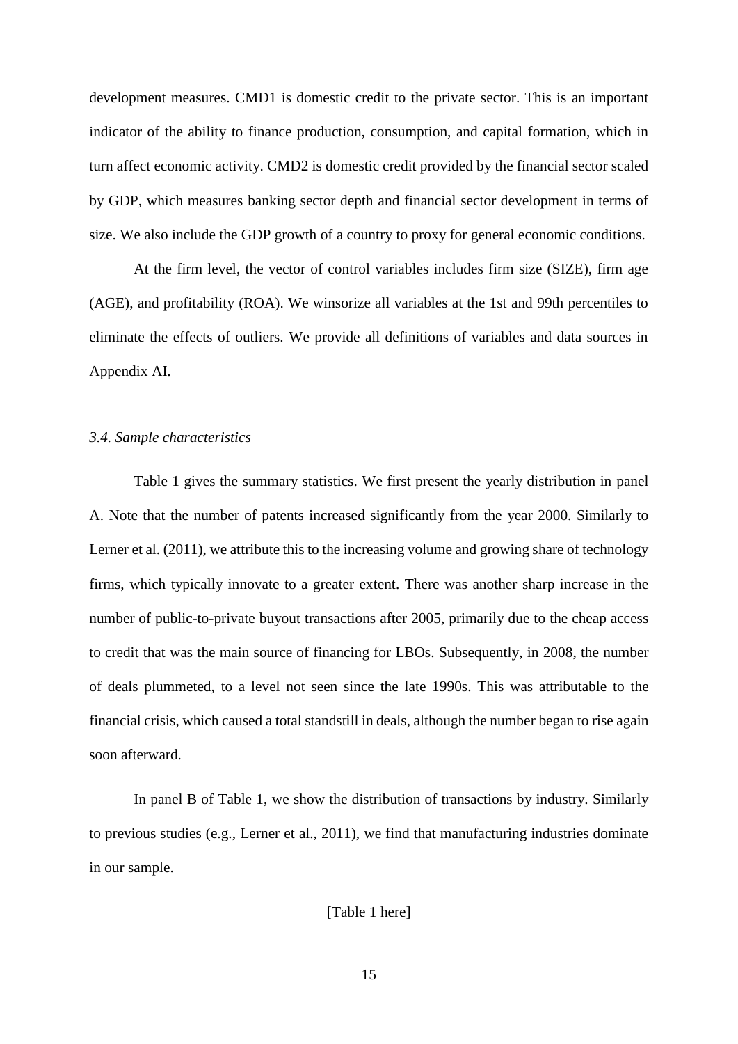development measures. CMD1 is domestic credit to the private sector. This is an important indicator of the ability to finance production, consumption, and capital formation, which in turn affect economic activity. CMD2 is domestic credit provided by the financial sector scaled by GDP, which measures banking sector depth and financial sector development in terms of size. We also include the GDP growth of a country to proxy for general economic conditions.

At the firm level, the vector of control variables includes firm size (SIZE), firm age (AGE), and profitability (ROA). We winsorize all variables at the 1st and 99th percentiles to eliminate the effects of outliers. We provide all definitions of variables and data sources in Appendix AI.

### *3.4. Sample characteristics*

Table 1 gives the summary statistics. We first present the yearly distribution in panel A. Note that the number of patents increased significantly from the year 2000. Similarly to Lerner et al. (2011), we attribute this to the increasing volume and growing share of technology firms, which typically innovate to a greater extent. There was another sharp increase in the number of public-to-private buyout transactions after 2005, primarily due to the cheap access to credit that was the main source of financing for LBOs. Subsequently, in 2008, the number of deals plummeted, to a level not seen since the late 1990s. This was attributable to the financial crisis, which caused a total standstill in deals, although the number began to rise again soon afterward.

In panel B of Table 1, we show the distribution of transactions by industry. Similarly to previous studies (e.g., Lerner et al., 2011), we find that manufacturing industries dominate in our sample.

[Table 1 here]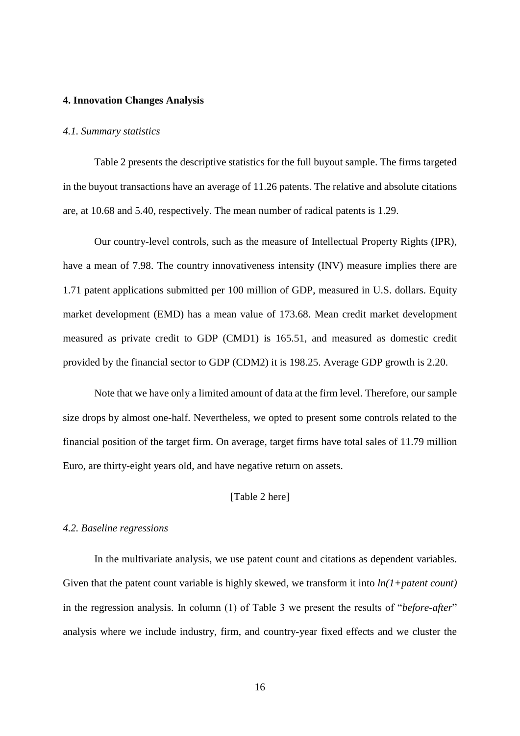## 4. Innovation Changes Analysis

### *4.1. Summary statistics*

Table 2 presents the descriptive statistics for the full buyout sample. The firms targeted in the buyout transactions have an average of 11.26 patents. The relative and absolute citations are, at 10.68 and 5.40, respectively. The mean number of radical patents is 1.29.

Our country-level controls, such as the measure of Intellectual Property Rights (IPR), have a mean of 7.98. The country innovativeness intensity (INV) measure implies there are 1.71 patent applications submitted per 100 million of GDP, measured in U.S. dollars. Equity market development (EMD) has a mean value of 173.68. Mean credit market development measured as private credit to GDP (CMD1) is 165.51, and measured as domestic credit provided by the financial sector to GDP (CDM2) it is 198.25. Average GDP growth is 2.20.

Note that we have only a limited amount of data at the firm level. Therefore, our sample size drops by almost one-half. Nevertheless, we opted to present some controls related to the financial position of the target firm. On average, target firms have total sales of 11.79 million Euro, are thirty-eight years old, and have negative return on assets.

[Table 2 here]

### *4.2. Baseline regressions*

In the multivariate analysis, we use patent count and citations as dependent variables. Given that the patent count variable is highly skewed, we transform it into *ln(1+patent count)* in the regression analysis. In column (1) of Table 3 we present the results of "*before-after*" analysis where we include industry, firm, and country-year fixed effects and we cluster the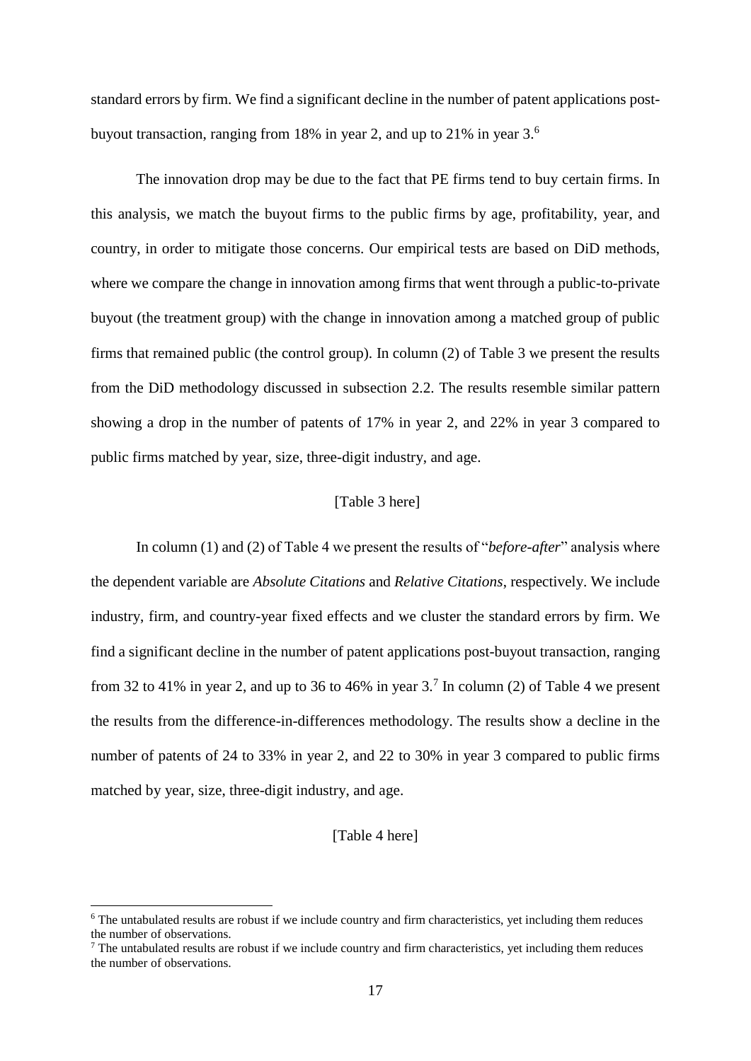standard errors by firm. We find a significant decline in the number of patent applications post-buyout transaction, ranging from 18% in year 2, and up to 21% in year 3.[6]

The innovation drop may be due to the fact that PE firms tend to buy certain firms. In this analysis, we match the buyout firms to the public firms by age, profitability, year, and country, in order to mitigate those concerns. Our empirical tests are based on DiD methods, where we compare the change in innovation among firms that went through a public-to-private buyout (the treatment group) with the change in innovation among a matched group of public firms that remained public (the control group). In column (2) of Table 3 we present the results from the DiD methodology discussed in subsection 2.2. The results resemble similar pattern showing a drop in the number of patents of 17% in year 2, and 22% in year 3 compared to public firms matched by year, size, three-digit industry, and age.

[Table 3 here]

In column (1) and (2) of Table 4 we present the results of "*before-after*" analysis where the dependent variable are *Absolute Citations* and *Relative Citations*, respectively. We include industry, firm, and country-year fixed effects and we cluster the standard errors by firm. We find a significant decline in the number of patent applications post-buyout transaction, ranging from 32 to 41% in year 2, and up to 36 to 46% in year 3.[7] In column (2) of Table 4 we present the results from the difference-in-differences methodology. The results show a decline in the number of patents of 24 to 33% in year 2, and 22 to 30% in year 3 compared to public firms matched by year, size, three-digit industry, and age.

[Table 4 here]

---

[6] The untabulated results are robust if we include country and firm characteristics, yet including them reduces the number of observations.

[7] The untabulated results are robust if we include country and firm characteristics, yet including them reduces the number of observations.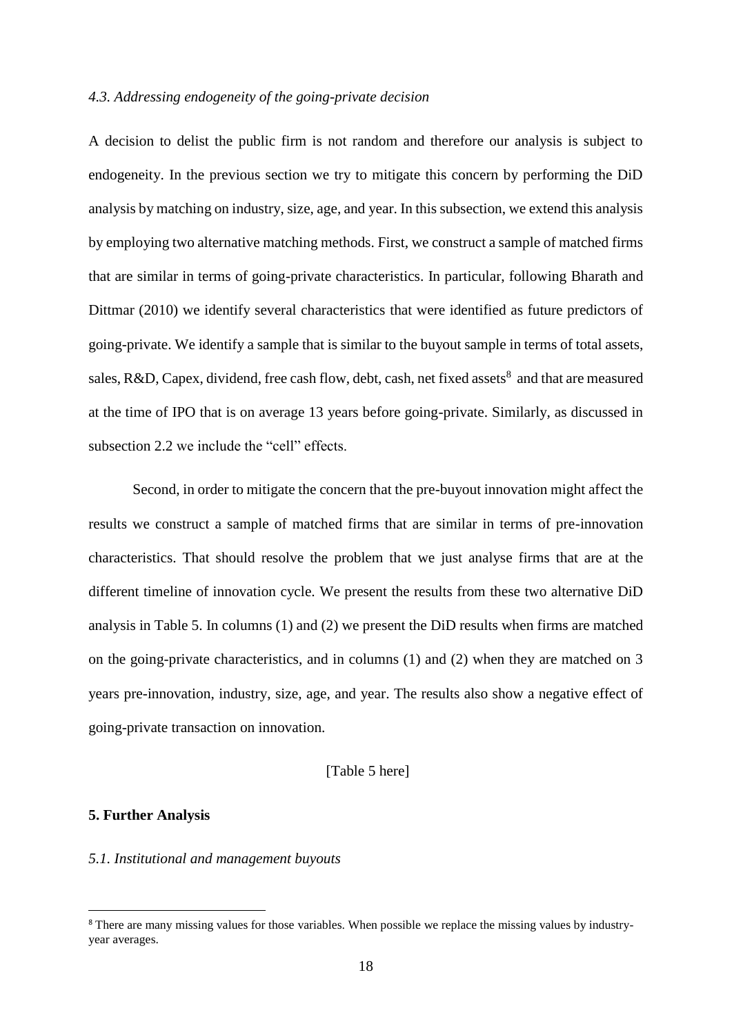### *4.3. Addressing endogeneity of the going-private decision*

A decision to delist the public firm is not random and therefore our analysis is subject to endogeneity. In the previous section we try to mitigate this concern by performing the DiD analysis by matching on industry, size, age, and year. In this subsection, we extend this analysis by employing two alternative matching methods. First, we construct a sample of matched firms that are similar in terms of going-private characteristics. In particular, following Bharath and Dittmar (2010) we identify several characteristics that were identified as future predictors of going-private. We identify a sample that is similar to the buyout sample in terms of total assets, sales, R&D, Capex, dividend, free cash flow, debt, cash, net fixed assets[8] and that are measured at the time of IPO that is on average 13 years before going-private. Similarly, as discussed in subsection 2.2 we include the "cell" effects.

Second, in order to mitigate the concern that the pre-buyout innovation might affect the results we construct a sample of matched firms that are similar in terms of pre-innovation characteristics. That should resolve the problem that we just analyse firms that are at the different timeline of innovation cycle. We present the results from these two alternative DiD analysis in Table 5. In columns (1) and (2) we present the DiD results when firms are matched on the going-private characteristics, and in columns (1) and (2) when they are matched on 3 years pre-innovation, industry, size, age, and year. The results also show a negative effect of going-private transaction on innovation.

[Table 5 here]

## **5. Further Analysis**

### *5.1. Institutional and management buyouts*

[8] There are many missing values for those variables. When possible we replace the missing values by industry-year averages.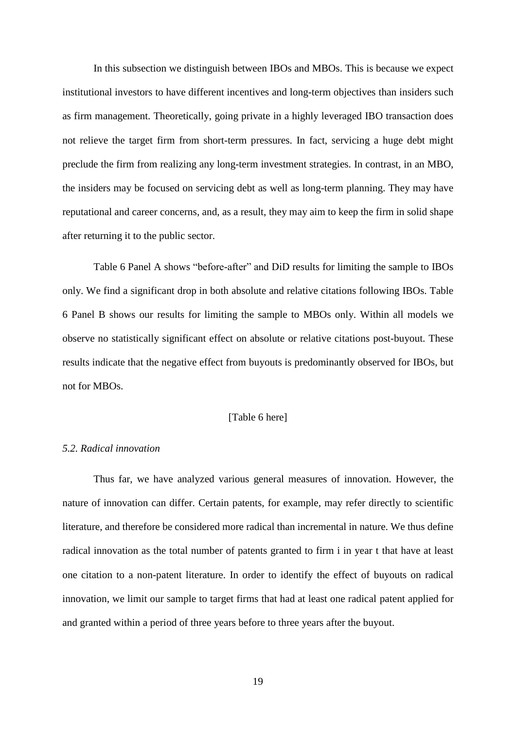In this subsection we distinguish between IBOs and MBOs. This is because we expect institutional investors to have different incentives and long-term objectives than insiders such as firm management. Theoretically, going private in a highly leveraged IBO transaction does not relieve the target firm from short-term pressures. In fact, servicing a huge debt might preclude the firm from realizing any long-term investment strategies. In contrast, in an MBO, the insiders may be focused on servicing debt as well as long-term planning. They may have reputational and career concerns, and, as a result, they may aim to keep the firm in solid shape after returning it to the public sector.

Table 6 Panel A shows "before-after" and DiD results for limiting the sample to IBOs only. We find a significant drop in both absolute and relative citations following IBOs. Table 6 Panel B shows our results for limiting the sample to MBOs only. Within all models we observe no statistically significant effect on absolute or relative citations post-buyout. These results indicate that the negative effect from buyouts is predominantly observed for IBOs, but not for MBOs.

[Table 6 here]

### *5.2. Radical innovation*

Thus far, we have analyzed various general measures of innovation. However, the nature of innovation can differ. Certain patents, for example, may refer directly to scientific literature, and therefore be considered more radical than incremental in nature. We thus define radical innovation as the total number of patents granted to firm i in year t that have at least one citation to a non-patent literature. In order to identify the effect of buyouts on radical innovation, we limit our sample to target firms that had at least one radical patent applied for and granted within a period of three years before to three years after the buyout.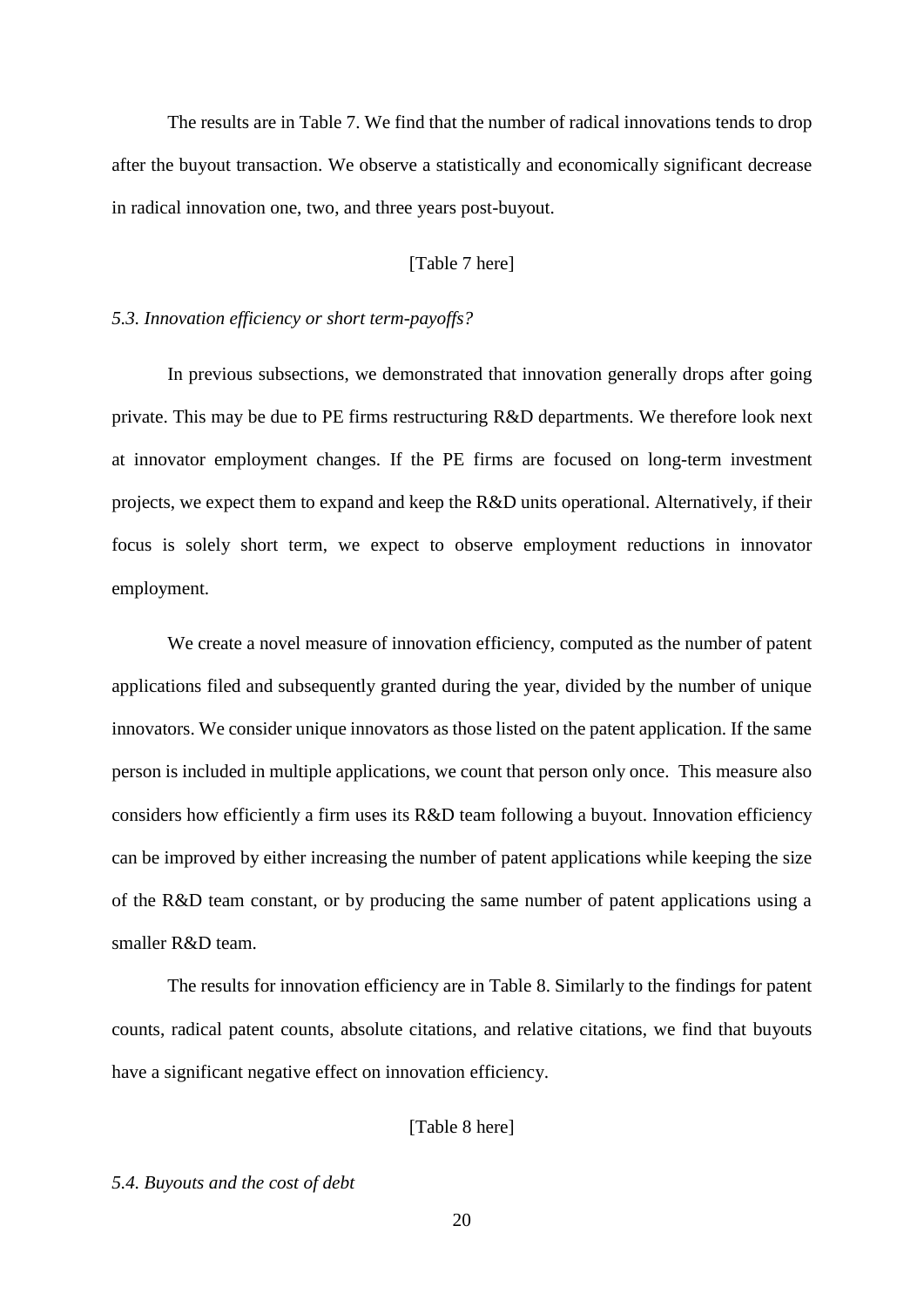The results are in Table 7. We find that the number of radical innovations tends to drop after the buyout transaction. We observe a statistically and economically significant decrease in radical innovation one, two, and three years post-buyout.

[Table 7 here]

### *5.3. Innovation efficiency or short term-payoffs?*

In previous subsections, we demonstrated that innovation generally drops after going private. This may be due to PE firms restructuring R&D departments. We therefore look next at innovator employment changes. If the PE firms are focused on long-term investment projects, we expect them to expand and keep the R&D units operational. Alternatively, if their focus is solely short term, we expect to observe employment reductions in innovator employment.

We create a novel measure of innovation efficiency, computed as the number of patent applications filed and subsequently granted during the year, divided by the number of unique innovators. We consider unique innovators as those listed on the patent application. If the same person is included in multiple applications, we count that person only once. This measure also considers how efficiently a firm uses its R&D team following a buyout. Innovation efficiency can be improved by either increasing the number of patent applications while keeping the size of the R&D team constant, or by producing the same number of patent applications using a smaller R&D team.

The results for innovation efficiency are in Table 8. Similarly to the findings for patent counts, radical patent counts, absolute citations, and relative citations, we find that buyouts have a significant negative effect on innovation efficiency.

[Table 8 here]

### *5.4. Buyouts and the cost of debt*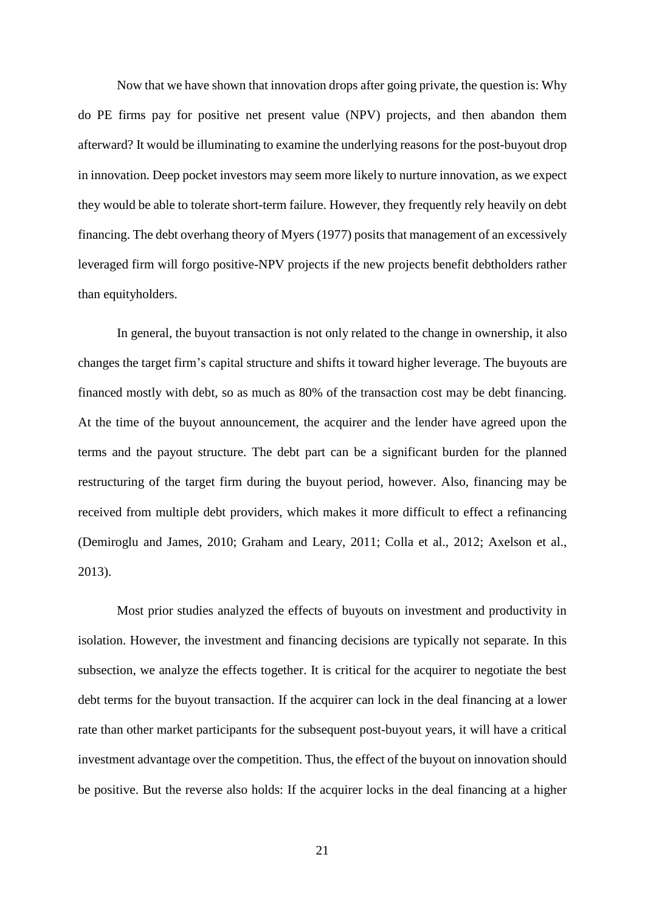Now that we have shown that innovation drops after going private, the question is: Why do PE firms pay for positive net present value (NPV) projects, and then abandon them afterward? It would be illuminating to examine the underlying reasons for the post-buyout drop in innovation. Deep pocket investors may seem more likely to nurture innovation, as we expect they would be able to tolerate short-term failure. However, they frequently rely heavily on debt financing. The debt overhang theory of Myers (1977) posits that management of an excessively leveraged firm will forgo positive-NPV projects if the new projects benefit debtholders rather than equityholders.

In general, the buyout transaction is not only related to the change in ownership, it also changes the target firm's capital structure and shifts it toward higher leverage. The buyouts are financed mostly with debt, so as much as 80% of the transaction cost may be debt financing. At the time of the buyout announcement, the acquirer and the lender have agreed upon the terms and the payout structure. The debt part can be a significant burden for the planned restructuring of the target firm during the buyout period, however. Also, financing may be received from multiple debt providers, which makes it more difficult to effect a refinancing (Demiroglu and James, 2010; Graham and Leary, 2011; Colla et al., 2012; Axelson et al., 2013).

Most prior studies analyzed the effects of buyouts on investment and productivity in isolation. However, the investment and financing decisions are typically not separate. In this subsection, we analyze the effects together. It is critical for the acquirer to negotiate the best debt terms for the buyout transaction. If the acquirer can lock in the deal financing at a lower rate than other market participants for the subsequent post-buyout years, it will have a critical investment advantage over the competition. Thus, the effect of the buyout on innovation should be positive. But the reverse also holds: If the acquirer locks in the deal financing at a higher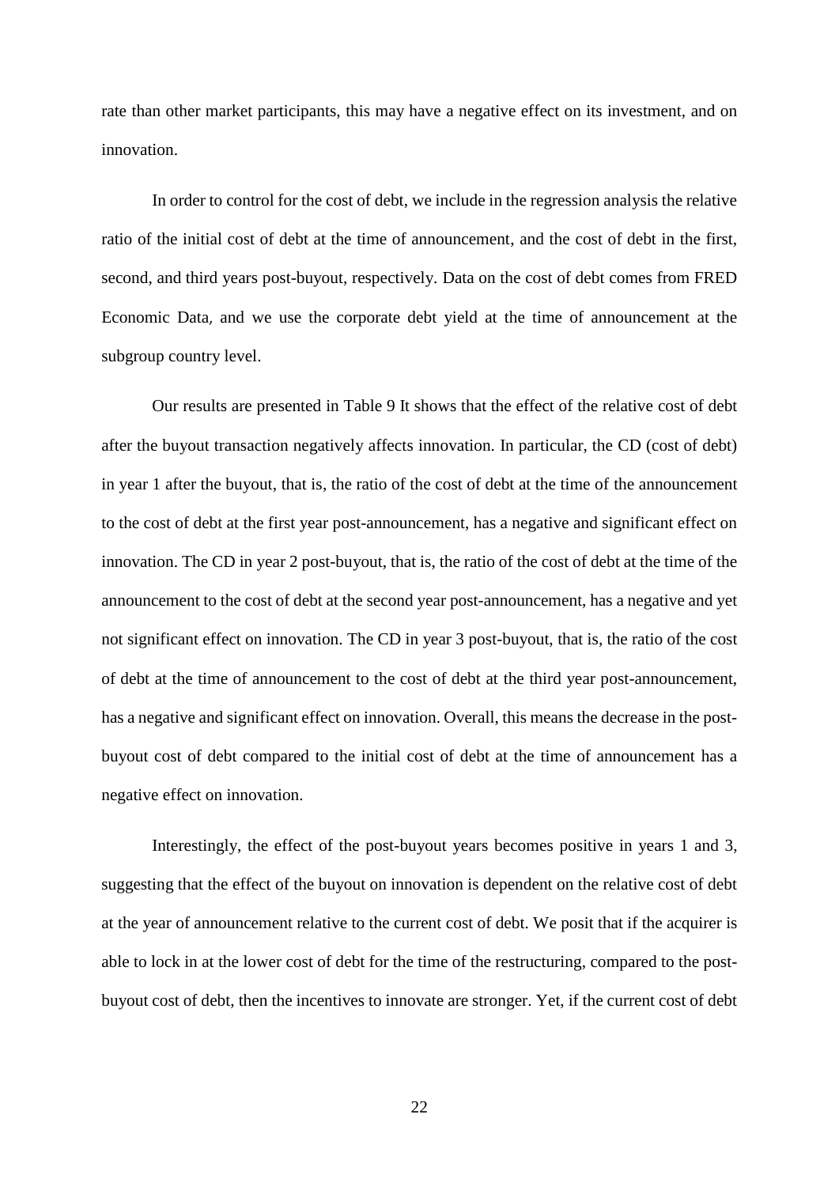rate than other market participants, this may have a negative effect on its investment, and on innovation.

In order to control for the cost of debt, we include in the regression analysis the relative ratio of the initial cost of debt at the time of announcement, and the cost of debt in the first, second, and third years post-buyout, respectively. Data on the cost of debt comes from FRED Economic Data, and we use the corporate debt yield at the time of announcement at the subgroup country level.

Our results are presented in Table 9 It shows that the effect of the relative cost of debt after the buyout transaction negatively affects innovation. In particular, the CD (cost of debt) in year 1 after the buyout, that is, the ratio of the cost of debt at the time of the announcement to the cost of debt at the first year post-announcement, has a negative and significant effect on innovation. The CD in year 2 post-buyout, that is, the ratio of the cost of debt at the time of the announcement to the cost of debt at the second year post-announcement, has a negative and yet not significant effect on innovation. The CD in year 3 post-buyout, that is, the ratio of the cost of debt at the time of announcement to the cost of debt at the third year post-announcement, has a negative and significant effect on innovation. Overall, this means the decrease in the post-buyout cost of debt compared to the initial cost of debt at the time of announcement has a negative effect on innovation.

Interestingly, the effect of the post-buyout years becomes positive in years 1 and 3, suggesting that the effect of the buyout on innovation is dependent on the relative cost of debt at the year of announcement relative to the current cost of debt. We posit that if the acquirer is able to lock in at the lower cost of debt for the time of the restructuring, compared to the post-buyout cost of debt, then the incentives to innovate are stronger. Yet, if the current cost of debt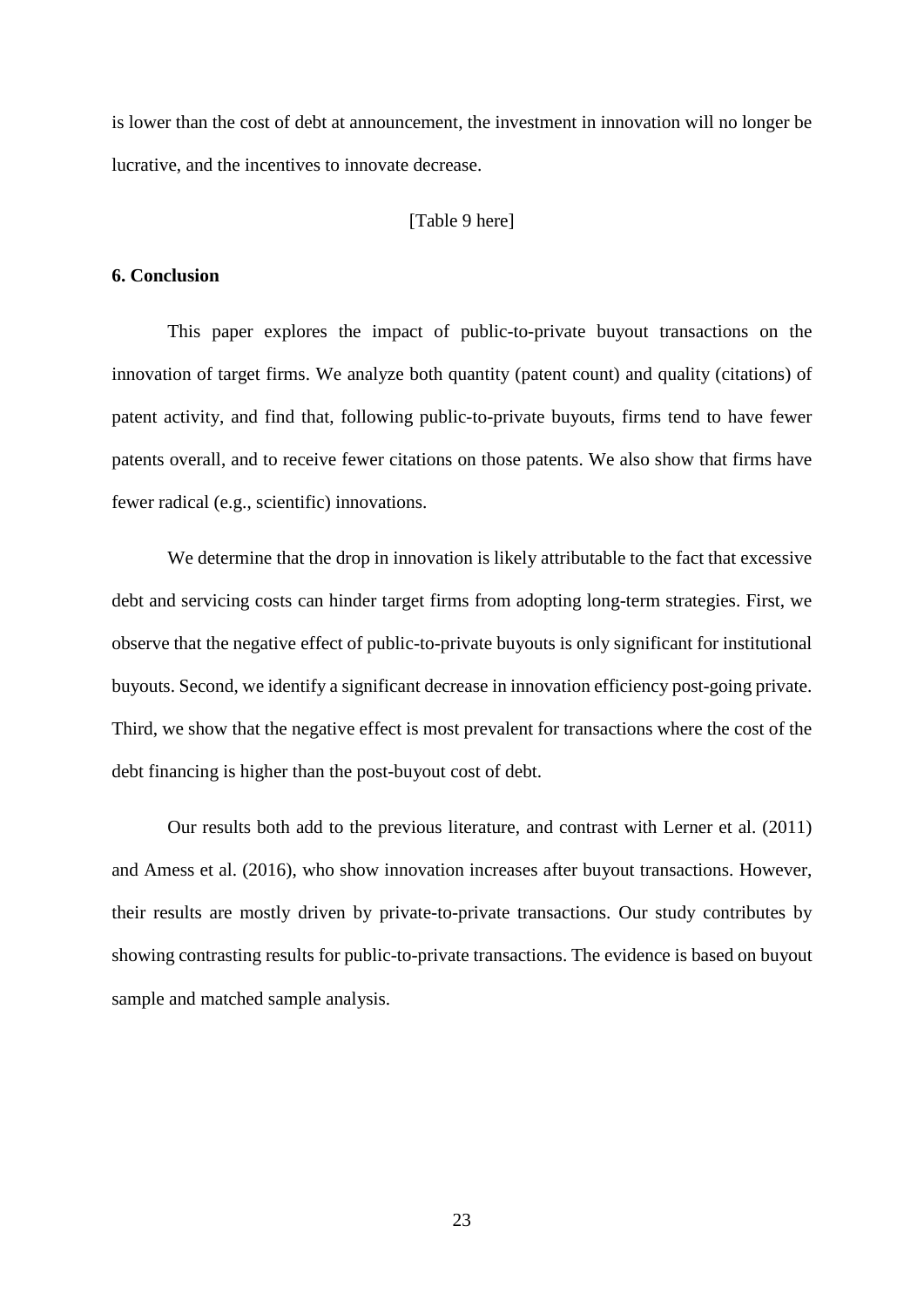is lower than the cost of debt at announcement, the investment in innovation will no longer be lucrative, and the incentives to innovate decrease.

[Table 9 here]

## 6. Conclusion

This paper explores the impact of public-to-private buyout transactions on the innovation of target firms. We analyze both quantity (patent count) and quality (citations) of patent activity, and find that, following public-to-private buyouts, firms tend to have fewer patents overall, and to receive fewer citations on those patents. We also show that firms have fewer radical (e.g., scientific) innovations.

We determine that the drop in innovation is likely attributable to the fact that excessive debt and servicing costs can hinder target firms from adopting long-term strategies. First, we observe that the negative effect of public-to-private buyouts is only significant for institutional buyouts. Second, we identify a significant decrease in innovation efficiency post-going private. Third, we show that the negative effect is most prevalent for transactions where the cost of the debt financing is higher than the post-buyout cost of debt.

Our results both add to the previous literature, and contrast with Lerner et al. (2011) and Amess et al. (2016), who show innovation increases after buyout transactions. However, their results are mostly driven by private-to-private transactions. Our study contributes by showing contrasting results for public-to-private transactions. The evidence is based on buyout sample and matched sample analysis.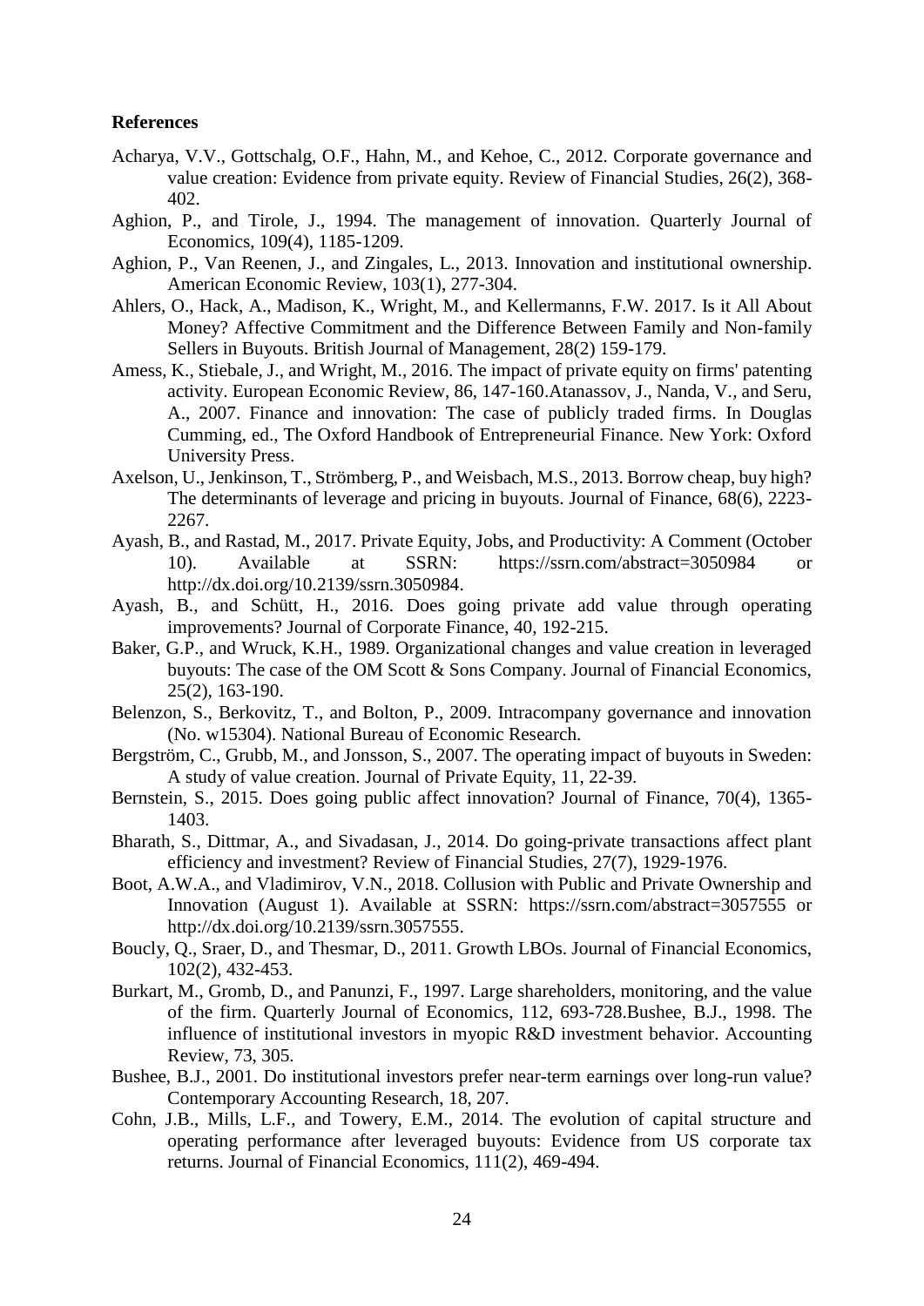**References**

Acharya, V.V., Gottschalg, O.F., Hahn, M., and Kehoe, C., 2012. Corporate governance and value creation: Evidence from private equity. Review of Financial Studies, 26(2), 368-402.

Aghion, P., and Tirole, J., 1994. The management of innovation. Quarterly Journal of Economics, 109(4), 1185-1209.

Aghion, P., Van Reenen, J., and Zingales, L., 2013. Innovation and institutional ownership. American Economic Review, 103(1), 277-304.

Ahlers, O., Hack, A., Madison, K., Wright, M., and Kellermanns, F.W. 2017. Is it All About Money? Affective Commitment and the Difference Between Family and Non-family Sellers in Buyouts. British Journal of Management, 28(2) 159-179.

Amess, K., Stiebale, J., and Wright, M., 2016. The impact of private equity on firms' patenting activity. European Economic Review, 86, 147-160.Atanassov, J., Nanda, V., and Seru, A., 2007. Finance and innovation: The case of publicly traded firms. In Douglas Cumming, ed., The Oxford Handbook of Entrepreneurial Finance. New York: Oxford University Press.

Axelson, U., Jenkinson, T., Strömberg, P., and Weisbach, M.S., 2013. Borrow cheap, buy high? The determinants of leverage and pricing in buyouts. Journal of Finance, 68(6), 2223-2267.

Ayash, B., and Rastad, M., 2017. Private Equity, Jobs, and Productivity: A Comment (October 10). Available at SSRN: https://ssrn.com/abstract=3050984 or http://dx.doi.org/10.2139/ssrn.3050984.

Ayash, B., and Schütt, H., 2016. Does going private add value through operating improvements? Journal of Corporate Finance, 40, 192-215.

Baker, G.P., and Wruck, K.H., 1989. Organizational changes and value creation in leveraged buyouts: The case of the OM Scott & Sons Company. Journal of Financial Economics, 25(2), 163-190.

Belenzon, S., Berkovitz, T., and Bolton, P., 2009. Intracompany governance and innovation (No. w15304). National Bureau of Economic Research.

Bergström, C., Grubb, M., and Jonsson, S., 2007. The operating impact of buyouts in Sweden: A study of value creation. Journal of Private Equity, 11, 22-39.

Bernstein, S., 2015. Does going public affect innovation? Journal of Finance, 70(4), 1365-1403.

Bharath, S., Dittmar, A., and Sivadasan, J., 2014. Do going-private transactions affect plant efficiency and investment? Review of Financial Studies, 27(7), 1929-1976.

Boot, A.W.A., and Vladimirov, V.N., 2018. Collusion with Public and Private Ownership and Innovation (August 1). Available at SSRN: https://ssrn.com/abstract=3057555 or http://dx.doi.org/10.2139/ssrn.3057555.

Boucly, Q., Sraer, D., and Thesmar, D., 2011. Growth LBOs. Journal of Financial Economics, 102(2), 432-453.

Burkart, M., Gromb, D., and Panunzi, F., 1997. Large shareholders, monitoring, and the value of the firm. Quarterly Journal of Economics, 112, 693-728.Bushee, B.J., 1998. The influence of institutional investors in myopic R&D investment behavior. Accounting Review, 73, 305.

Bushee, B.J., 2001. Do institutional investors prefer near-term earnings over long-run value? Contemporary Accounting Research, 18, 207.

Cohn, J.B., Mills, L.F., and Towery, E.M., 2014. The evolution of capital structure and operating performance after leveraged buyouts: Evidence from US corporate tax returns. Journal of Financial Economics, 111(2), 469-494.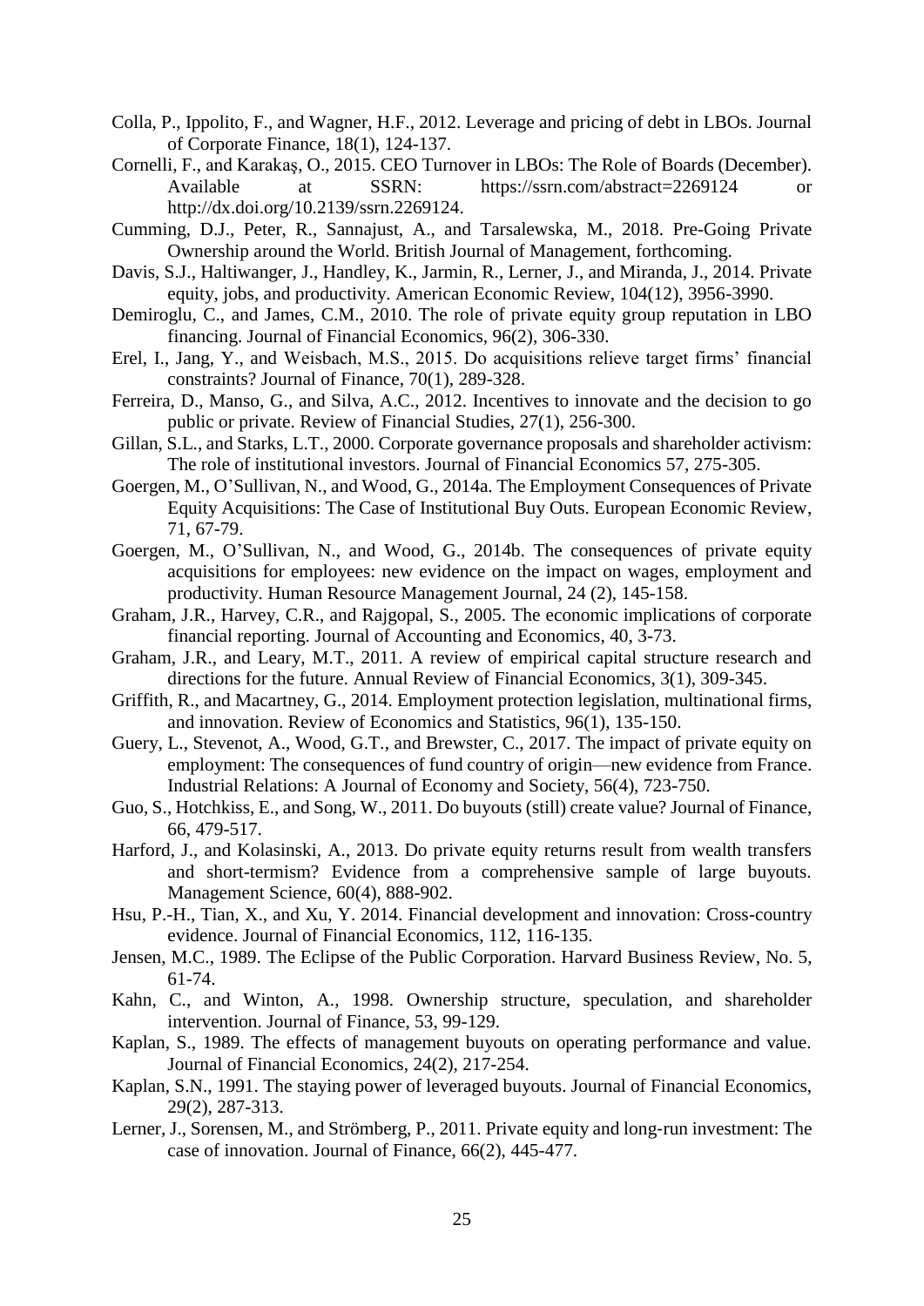Colla, P., Ippolito, F., and Wagner, H.F., 2012. Leverage and pricing of debt in LBOs. Journal of Corporate Finance, 18(1), 124-137.

Cornelli, F., and Karakaş, O., 2015. CEO Turnover in LBOs: The Role of Boards (December). Available at SSRN: https://ssrn.com/abstract=2269124 or http://dx.doi.org/10.2139/ssrn.2269124.

Cumming, D.J., Peter, R., Sannajust, A., and Tarsalewska, M., 2018. Pre-Going Private Ownership around the World. British Journal of Management, forthcoming.

Davis, S.J., Haltiwanger, J., Handley, K., Jarmin, R., Lerner, J., and Miranda, J., 2014. Private equity, jobs, and productivity. American Economic Review, 104(12), 3956-3990.

Demiroglu, C., and James, C.M., 2010. The role of private equity group reputation in LBO financing. Journal of Financial Economics, 96(2), 306-330.

Erel, I., Jang, Y., and Weisbach, M.S., 2015. Do acquisitions relieve target firms' financial constraints? Journal of Finance, 70(1), 289-328.

Ferreira, D., Manso, G., and Silva, A.C., 2012. Incentives to innovate and the decision to go public or private. Review of Financial Studies, 27(1), 256-300.

Gillan, S.L., and Starks, L.T., 2000. Corporate governance proposals and shareholder activism: The role of institutional investors. Journal of Financial Economics 57, 275-305.

Goergen, M., O'Sullivan, N., and Wood, G., 2014a. The Employment Consequences of Private Equity Acquisitions: The Case of Institutional Buy Outs. European Economic Review, 71, 67-79.

Goergen, M., O'Sullivan, N., and Wood, G., 2014b. The consequences of private equity acquisitions for employees: new evidence on the impact on wages, employment and productivity. Human Resource Management Journal, 24 (2), 145-158.

Graham, J.R., Harvey, C.R., and Rajgopal, S., 2005. The economic implications of corporate financial reporting. Journal of Accounting and Economics, 40, 3-73.

Graham, J.R., and Leary, M.T., 2011. A review of empirical capital structure research and directions for the future. Annual Review of Financial Economics, 3(1), 309-345.

Griffith, R., and Macartney, G., 2014. Employment protection legislation, multinational firms, and innovation. Review of Economics and Statistics, 96(1), 135-150.

Guery, L., Stevenot, A., Wood, G.T., and Brewster, C., 2017. The impact of private equity on employment: The consequences of fund country of origin—new evidence from France. Industrial Relations: A Journal of Economy and Society, 56(4), 723-750.

Guo, S., Hotchkiss, E., and Song, W., 2011. Do buyouts (still) create value? Journal of Finance, 66, 479-517.

Harford, J., and Kolasinski, A., 2013. Do private equity returns result from wealth transfers and short-termism? Evidence from a comprehensive sample of large buyouts. Management Science, 60(4), 888-902.

Hsu, P.-H., Tian, X., and Xu, Y. 2014. Financial development and innovation: Cross-country evidence. Journal of Financial Economics, 112, 116-135.

Jensen, M.C., 1989. The Eclipse of the Public Corporation. Harvard Business Review, No. 5, 61-74.

Kahn, C., and Winton, A., 1998. Ownership structure, speculation, and shareholder intervention. Journal of Finance, 53, 99-129.

Kaplan, S., 1989. The effects of management buyouts on operating performance and value. Journal of Financial Economics, 24(2), 217-254.

Kaplan, S.N., 1991. The staying power of leveraged buyouts. Journal of Financial Economics, 29(2), 287-313.

Lerner, J., Sorensen, M., and Strömberg, P., 2011. Private equity and long-run investment: The case of innovation. Journal of Finance, 66(2), 445-477.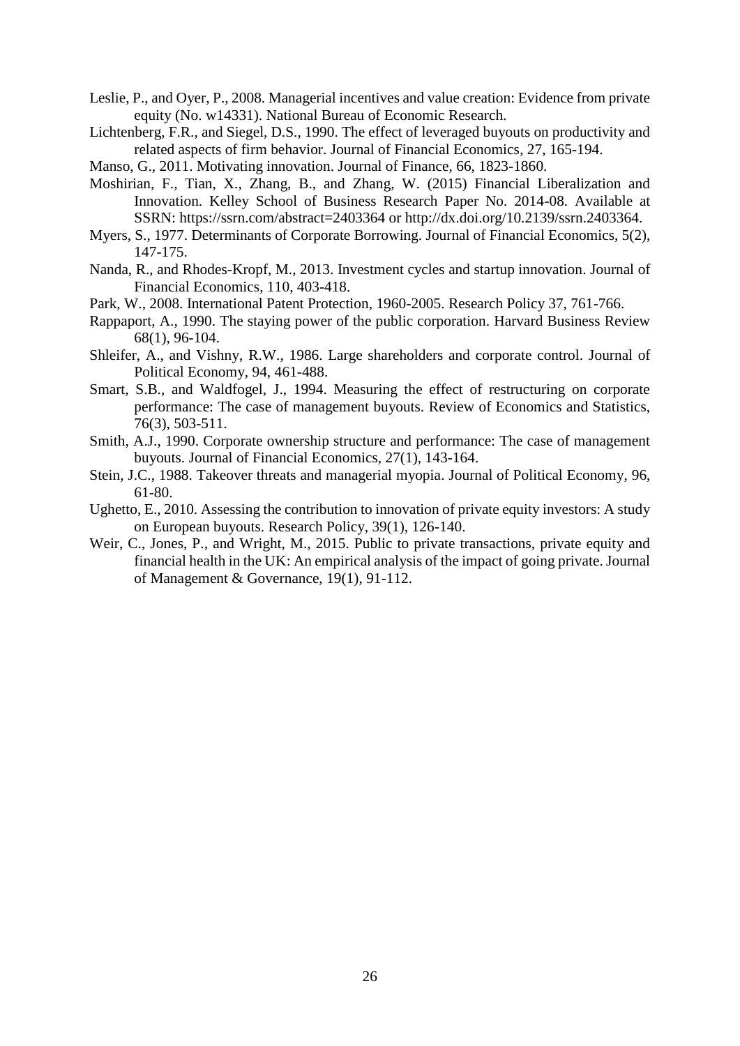Leslie, P., and Oyer, P., 2008. Managerial incentives and value creation: Evidence from private equity (No. w14331). National Bureau of Economic Research.

Lichtenberg, F.R., and Siegel, D.S., 1990. The effect of leveraged buyouts on productivity and related aspects of firm behavior. Journal of Financial Economics, 27, 165-194.

Manso, G., 2011. Motivating innovation. Journal of Finance, 66, 1823-1860.

Moshirian, F., Tian, X., Zhang, B., and Zhang, W. (2015) Financial Liberalization and Innovation. Kelley School of Business Research Paper No. 2014-08. Available at SSRN: https://ssrn.com/abstract=2403364 or http://dx.doi.org/10.2139/ssrn.2403364.

Myers, S., 1977. Determinants of Corporate Borrowing. Journal of Financial Economics, 5(2), 147-175.

Nanda, R., and Rhodes-Kropf, M., 2013. Investment cycles and startup innovation. Journal of Financial Economics, 110, 403-418.

Park, W., 2008. International Patent Protection, 1960-2005. Research Policy 37, 761-766.

Rappaport, A., 1990. The staying power of the public corporation. Harvard Business Review 68(1), 96-104.

Shleifer, A., and Vishny, R.W., 1986. Large shareholders and corporate control. Journal of Political Economy, 94, 461-488.

Smart, S.B., and Waldfogel, J., 1994. Measuring the effect of restructuring on corporate performance: The case of management buyouts. Review of Economics and Statistics, 76(3), 503-511.

Smith, A.J., 1990. Corporate ownership structure and performance: The case of management buyouts. Journal of Financial Economics, 27(1), 143-164.

Stein, J.C., 1988. Takeover threats and managerial myopia. Journal of Political Economy, 96, 61-80.

Ughetto, E., 2010. Assessing the contribution to innovation of private equity investors: A study on European buyouts. Research Policy, 39(1), 126-140.

Weir, C., Jones, P., and Wright, M., 2015. Public to private transactions, private equity and financial health in the UK: An empirical analysis of the impact of going private. Journal of Management & Governance, 19(1), 91-112.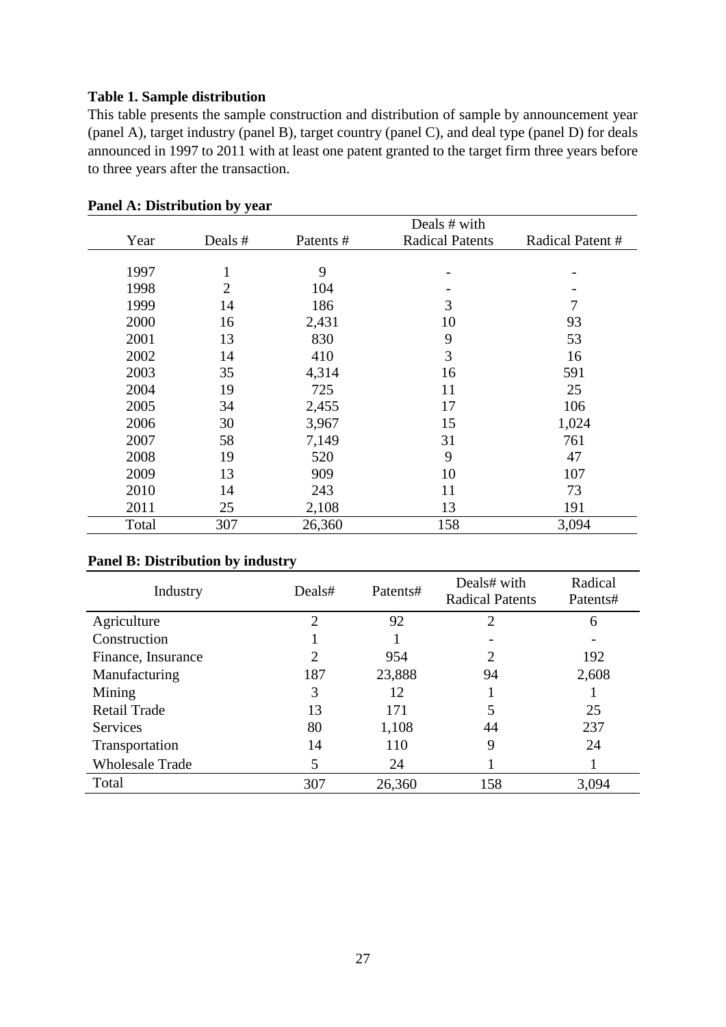**Table 1. Sample distribution**

This table presents the sample construction and distribution of sample by announcement year (panel A), target industry (panel B), target country (panel C), and deal type (panel D) for deals announced in 1997 to 2011 with at least one patent granted to the target firm three years before to three years after the transaction.

**Panel A: Distribution by year**

| Year | Deals # | Patents # | Deals # with Radical Patents | Radical Patent # |
|---|---|---|---|---|
| 1997 | 1 | 9 | - | - |
| 1998 | 2 | 104 | - | - |
| 1999 | 14 | 186 | 3 | 7 |
| 2000 | 16 | 2,431 | 10 | 93 |
| 2001 | 13 | 830 | 9 | 53 |
| 2002 | 14 | 410 | 3 | 16 |
| 2003 | 35 | 4,314 | 16 | 591 |
| 2004 | 19 | 725 | 11 | 25 |
| 2005 | 34 | 2,455 | 17 | 106 |
| 2006 | 30 | 3,967 | 15 | 1,024 |
| 2007 | 58 | 7,149 | 31 | 761 |
| 2008 | 19 | 520 | 9 | 47 |
| 2009 | 13 | 909 | 10 | 107 |
| 2010 | 14 | 243 | 11 | 73 |
| 2011 | 25 | 2,108 | 13 | 191 |
| Total | 307 | 26,360 | 158 | 3,094 |

**Panel B: Distribution by industry**

| Industry | Deals# | Patents# | Deals# with Radical Patents | Radical Patents# |
|---|---|---|---|---|
| Agriculture | 2 | 92 | 2 | 6 |
| Construction | 1 | 1 | - | - |
| Finance, Insurance | 2 | 954 | 2 | 192 |
| Manufacturing | 187 | 23,888 | 94 | 2,608 |
| Mining | 3 | 12 | 1 | 1 |
| Retail Trade | 13 | 171 | 5 | 25 |
| Services | 80 | 1,108 | 44 | 237 |
| Transportation | 14 | 110 | 9 | 24 |
| Wholesale Trade | 5 | 24 | 1 | 1 |
| Total | 307 | 26,360 | 158 | 3,094 |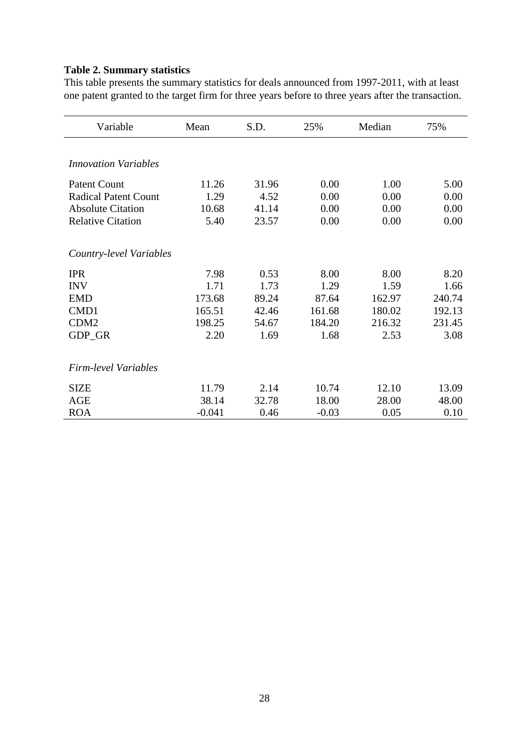**Table 2. Summary statistics**

This table presents the summary statistics for deals announced from 1997-2011, with at least one patent granted to the target firm for three years before to three years after the transaction.

| Variable | Mean | S.D. | 25% | Median | 75% |
|---|---|---|---|---|---|
| *Innovation Variables* | | | | | |
| Patent Count | 11.26 | 31.96 | 0.00 | 1.00 | 5.00 |
| Radical Patent Count | 1.29 | 4.52 | 0.00 | 0.00 | 0.00 |
| Absolute Citation | 10.68 | 41.14 | 0.00 | 0.00 | 0.00 |
| Relative Citation | 5.40 | 23.57 | 0.00 | 0.00 | 0.00 |
| *Country-level Variables* | | | | | |
| IPR | 7.98 | 0.53 | 8.00 | 8.00 | 8.20 |
| INV | 1.71 | 1.73 | 1.29 | 1.59 | 1.66 |
| EMD | 173.68 | 89.24 | 87.64 | 162.97 | 240.74 |
| CMD1 | 165.51 | 42.46 | 161.68 | 180.02 | 192.13 |
| CDM2 | 198.25 | 54.67 | 184.20 | 216.32 | 231.45 |
| GDP_GR | 2.20 | 1.69 | 1.68 | 2.53 | 3.08 |
| *Firm-level Variables* | | | | | |
| SIZE | 11.79 | 2.14 | 10.74 | 12.10 | 13.09 |
| AGE | 38.14 | 32.78 | 18.00 | 28.00 | 48.00 |
| ROA | -0.041 | 0.46 | -0.03 | 0.05 | 0.10 |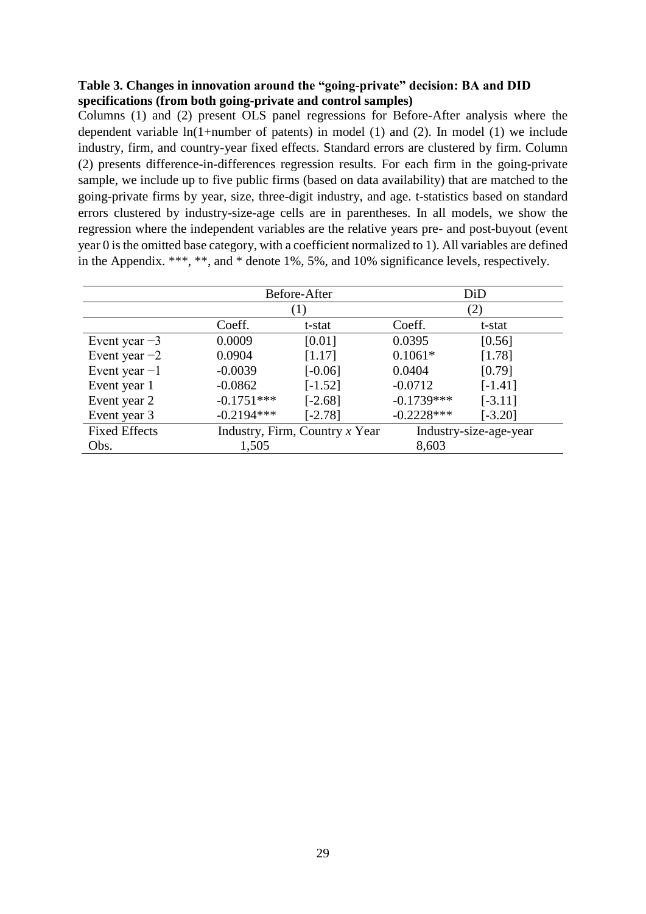**Table 3. Changes in innovation around the "going-private" decision: BA and DID specifications (from both going-private and control samples)**

Columns (1) and (2) present OLS panel regressions for Before-After analysis where the dependent variable ln(1+number of patents) in model (1) and (2). In model (1) we include industry, firm, and country-year fixed effects. Standard errors are clustered by firm. Column (2) presents difference-in-differences regression results. For each firm in the going-private sample, we include up to five public firms (based on data availability) that are matched to the going-private firms by year, size, three-digit industry, and age. t-statistics based on standard errors clustered by industry-size-age cells are in parentheses. In all models, we show the regression where the independent variables are the relative years pre- and post-buyout (event year 0 is the omitted base category, with a coefficient normalized to 1). All variables are defined in the Appendix. ***, **, and * denote 1%, 5%, and 10% significance levels, respectively.

| | Before-After | | DiD | |
|---|---|---|---|---|
| | (1) | | (2) | |
| | Coeff. | t-stat | Coeff. | t-stat |
| Event year −3 | 0.0009 | [0.01] | 0.0395 | [0.56] |
| Event year −2 | 0.0904 | [1.17] | 0.1061* | [1.78] |
| Event year −1 | -0.0039 | [-0.06] | 0.0404 | [0.79] |
| Event year 1 | -0.0862 | [-1.52] | -0.0712 | [-1.41] |
| Event year 2 | -0.1751*** | [-2.68] | -0.1739*** | [-3.11] |
| Event year 3 | -0.2194*** | [-2.78] | -0.2228*** | [-3.20] |
| Fixed Effects | Industry, Firm, Country *x* Year | | Industry-size-age-year | |
| Obs. | 1,505 | | 8,603 | |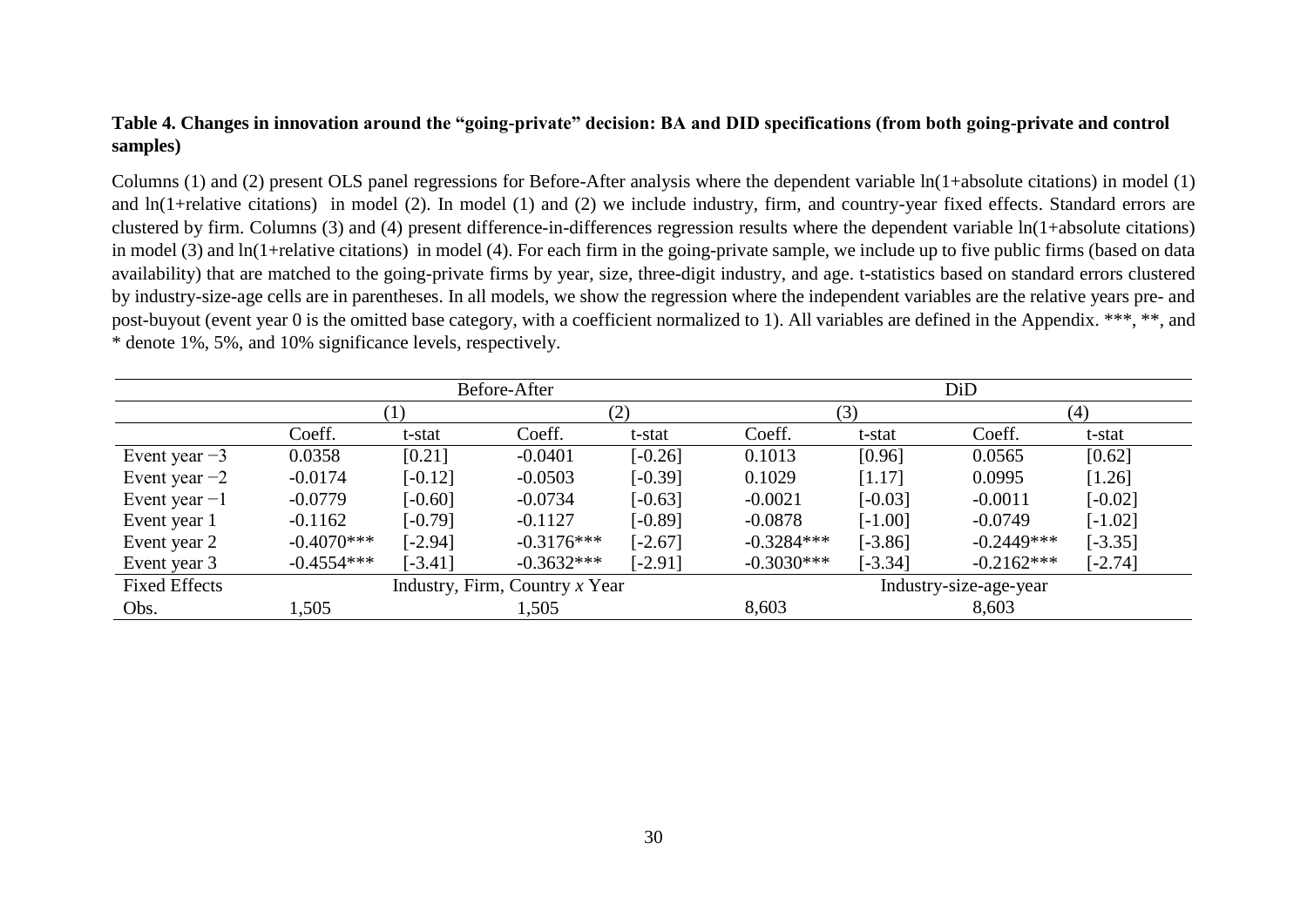**Table 4. Changes in innovation around the "going-private" decision: BA and DID specifications (from both going-private and control samples)**

Columns (1) and (2) present OLS panel regressions for Before-After analysis where the dependent variable ln(1+absolute citations) in model (1) and ln(1+relative citations) in model (2). In model (1) and (2) we include industry, firm, and country-year fixed effects. Standard errors are clustered by firm. Columns (3) and (4) present difference-in-differences regression results where the dependent variable ln(1+absolute citations) in model (3) and ln(1+relative citations) in model (4). For each firm in the going-private sample, we include up to five public firms (based on data availability) that are matched to the going-private firms by year, size, three-digit industry, and age. t-statistics based on standard errors clustered by industry-size-age cells are in parentheses. In all models, we show the regression where the independent variables are the relative years pre- and post-buyout (event year 0 is the omitted base category, with a coefficient normalized to 1). All variables are defined in the Appendix. ***, **, and * denote 1%, 5%, and 10% significance levels, respectively.

| | Before-After | | | | DiD | | | |
|---|---|---|---|---|---|---|---|---|
| | (1) | | (2) | | (3) | | (4) | |
| | Coeff. | t-stat | Coeff. | t-stat | Coeff. | t-stat | Coeff. | t-stat |
| Event year −3 | 0.0358 | [0.21] | -0.0401 | [-0.26] | 0.1013 | [0.96] | 0.0565 | [0.62] |
| Event year −2 | -0.0174 | [-0.12] | -0.0503 | [-0.39] | 0.1029 | [1.17] | 0.0995 | [1.26] |
| Event year −1 | -0.0779 | [-0.60] | -0.0734 | [-0.63] | -0.0021 | [-0.03] | -0.0011 | [-0.02] |
| Event year 1 | -0.1162 | [-0.79] | -0.1127 | [-0.89] | -0.0878 | [-1.00] | -0.0749 | [-1.02] |
| Event year 2 | -0.4070*** | [-2.94] | -0.3176*** | [-2.67] | -0.3284*** | [-3.86] | -0.2449*** | [-3.35] |
| Event year 3 | -0.4554*** | [-3.41] | -0.3632*** | [-2.91] | -0.3030*** | [-3.34] | -0.2162*** | [-2.74] |
| Fixed Effects | Industry, Firm, Country *x* Year | | | | Industry-size-age-year | | | |
| Obs. | 1,505 | | 1,505 | | 8,603 | | 8,603 | |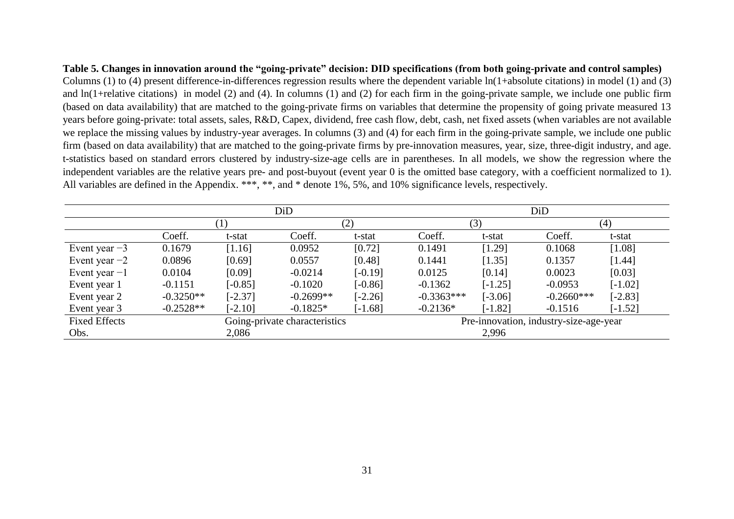**Table 5. Changes in innovation around the "going-private" decision: DID specifications (from both going-private and control samples)**

Columns (1) to (4) present difference-in-differences regression results where the dependent variable ln(1+absolute citations) in model (1) and (3) and ln(1+relative citations) in model (2) and (4). In columns (1) and (2) for each firm in the going-private sample, we include one public firm (based on data availability) that are matched to the going-private firms on variables that determine the propensity of going private measured 13 years before going-private: total assets, sales, R&D, Capex, dividend, free cash flow, debt, cash, net fixed assets (when variables are not available we replace the missing values by industry-year averages. In columns (3) and (4) for each firm in the going-private sample, we include one public firm (based on data availability) that are matched to the going-private firms by pre-innovation measures, year, size, three-digit industry, and age. t-statistics based on standard errors clustered by industry-size-age cells are in parentheses. In all models, we show the regression where the independent variables are the relative years pre- and post-buyout (event year 0 is the omitted base category, with a coefficient normalized to 1). All variables are defined in the Appendix. ***, **, and * denote 1%, 5%, and 10% significance levels, respectively.

| | DiD | | | | DiD | | | |
|---|---|---|---|---|---|---|---|---|
| | (1) | | (2) | | (3) | | (4) | |
| | Coeff. | t-stat | Coeff. | t-stat | Coeff. | t-stat | Coeff. | t-stat |
| Event year −3 | 0.1679 | [1.16] | 0.0952 | [0.72] | 0.1491 | [1.29] | 0.1068 | [1.08] |
| Event year −2 | 0.0896 | [0.69] | 0.0557 | [0.48] | 0.1441 | [1.35] | 0.1357 | [1.44] |
| Event year −1 | 0.0104 | [0.09] | -0.0214 | [-0.19] | 0.0125 | [0.14] | 0.0023 | [0.03] |
| Event year 1 | -0.1151 | [-0.85] | -0.1020 | [-0.86] | -0.1362 | [-1.25] | -0.0953 | [-1.02] |
| Event year 2 | -0.3250** | [-2.37] | -0.2699** | [-2.26] | -0.3363*** | [-3.06] | -0.2660*** | [-2.83] |
| Event year 3 | -0.2528** | [-2.10] | -0.1825* | [-1.68] | -0.2136* | [-1.82] | -0.1516 | [-1.52] |
| Fixed Effects | Going-private characteristics | | | | Pre-innovation, industry-size-age-year | | | |
| Obs. | 2,086 | | | | 2,996 | | | |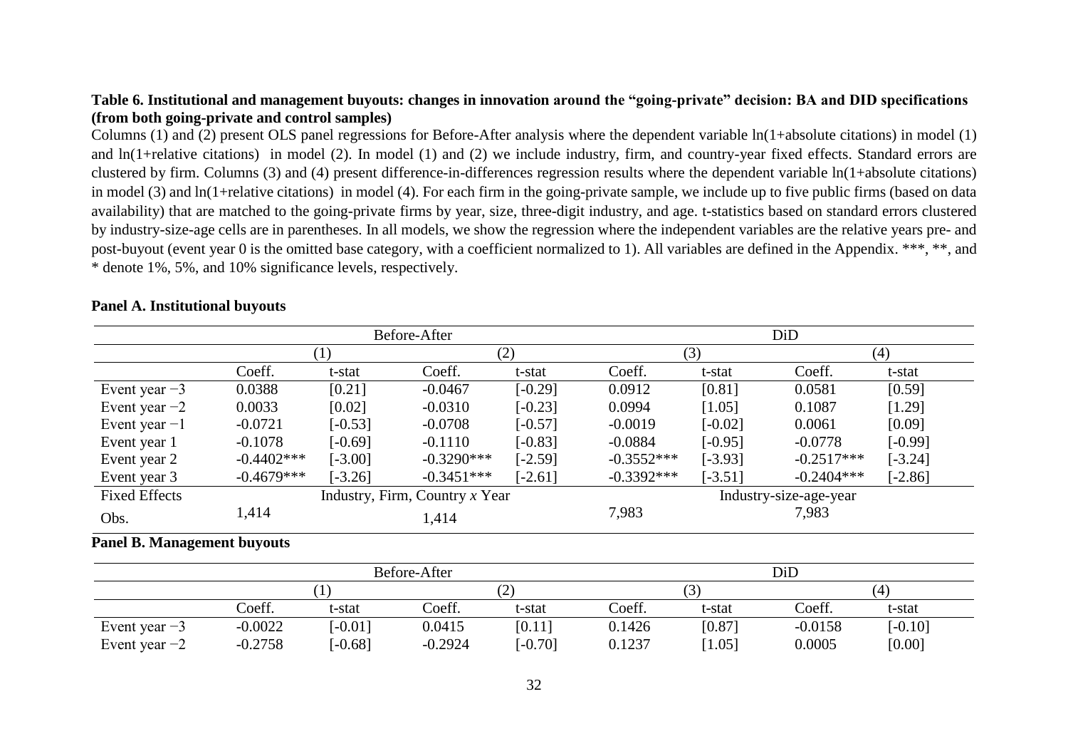**Table 6. Institutional and management buyouts: changes in innovation around the "going-private" decision: BA and DID specifications (from both going-private and control samples)**

Columns (1) and (2) present OLS panel regressions for Before-After analysis where the dependent variable ln(1+absolute citations) in model (1) and ln(1+relative citations) in model (2). In model (1) and (2) we include industry, firm, and country-year fixed effects. Standard errors are clustered by firm. Columns (3) and (4) present difference-in-differences regression results where the dependent variable ln(1+absolute citations) in model (3) and ln(1+relative citations) in model (4). For each firm in the going-private sample, we include up to five public firms (based on data availability) that are matched to the going-private firms by year, size, three-digit industry, and age. t-statistics based on standard errors clustered by industry-size-age cells are in parentheses. In all models, we show the regression where the independent variables are the relative years pre- and post-buyout (event year 0 is the omitted base category, with a coefficient normalized to 1). All variables are defined in the Appendix. ***, **, and * denote 1%, 5%, and 10% significance levels, respectively.

**Panel A. Institutional buyouts**

| | Before-After | | | | DiD | | | |
|---|---|---|---|---|---|---|---|---|
| | (1) | | (2) | | (3) | | (4) | |
| | Coeff. | t-stat | Coeff. | t-stat | Coeff. | t-stat | Coeff. | t-stat |
| Event year −3 | 0.0388 | [0.21] | -0.0467 | [-0.29] | 0.0912 | [0.81] | 0.0581 | [0.59] |
| Event year −2 | 0.0033 | [0.02] | -0.0310 | [-0.23] | 0.0994 | [1.05] | 0.1087 | [1.29] |
| Event year −1 | -0.0721 | [-0.53] | -0.0708 | [-0.57] | -0.0019 | [-0.02] | 0.0061 | [0.09] |
| Event year 1 | -0.1078 | [-0.69] | -0.1110 | [-0.83] | -0.0884 | [-0.95] | -0.0778 | [-0.99] |
| Event year 2 | -0.4402*** | [-3.00] | -0.3290*** | [-2.59] | -0.3552*** | [-3.93] | -0.2517*** | [-3.24] |
| Event year 3 | -0.4679*** | [-3.26] | -0.3451*** | [-2.61] | -0.3392*** | [-3.51] | -0.2404*** | [-2.86] |
| Fixed Effects | Industry, Firm, Country *x* Year | | | | Industry-size-age-year | | | |
| Obs. | 1,414 | | 1,414 | | 7,983 | | 7,983 | |

**Panel B. Management buyouts**

| | Before-After | | | | DiD | | | |
|---|---|---|---|---|---|---|---|---|
| | (1) | | (2) | | (3) | | (4) | |
| | Coeff. | t-stat | Coeff. | t-stat | Coeff. | t-stat | Coeff. | t-stat |
| Event year −3 | -0.0022 | [-0.01] | 0.0415 | [0.11] | 0.1426 | [0.87] | -0.0158 | [-0.10] |
| Event year −2 | -0.2758 | [-0.68] | -0.2924 | [-0.70] | 0.1237 | [1.05] | 0.0005 | [0.00] |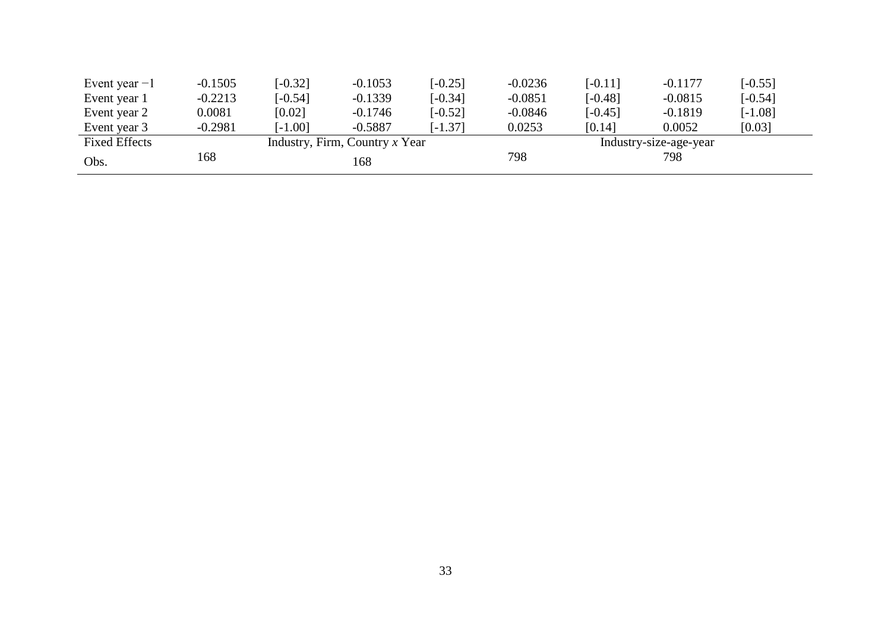| Event year −1 | -0.1505 | [-0.32] | -0.1053 | [-0.25] | -0.0236 | [-0.11] | -0.1177 | [-0.55] |
|---|---|---|---|---|---|---|---|---|
| Event year 1 | -0.2213 | [-0.54] | -0.1339 | [-0.34] | -0.0851 | [-0.48] | -0.0815 | [-0.54] |
| Event year 2 | 0.0081 | [0.02] | -0.1746 | [-0.52] | -0.0846 | [-0.45] | -0.1819 | [-1.08] |
| Event year 3 | -0.2981 | [-1.00] | -0.5887 | [-1.37] | 0.0253 | [0.14] | 0.0052 | [0.03] |
| Fixed Effects | Industry, Firm, Country *x* Year | | | | Industry-size-age-year | | | |
| Obs. | 168 | | 168 | | 798 | | 798 | |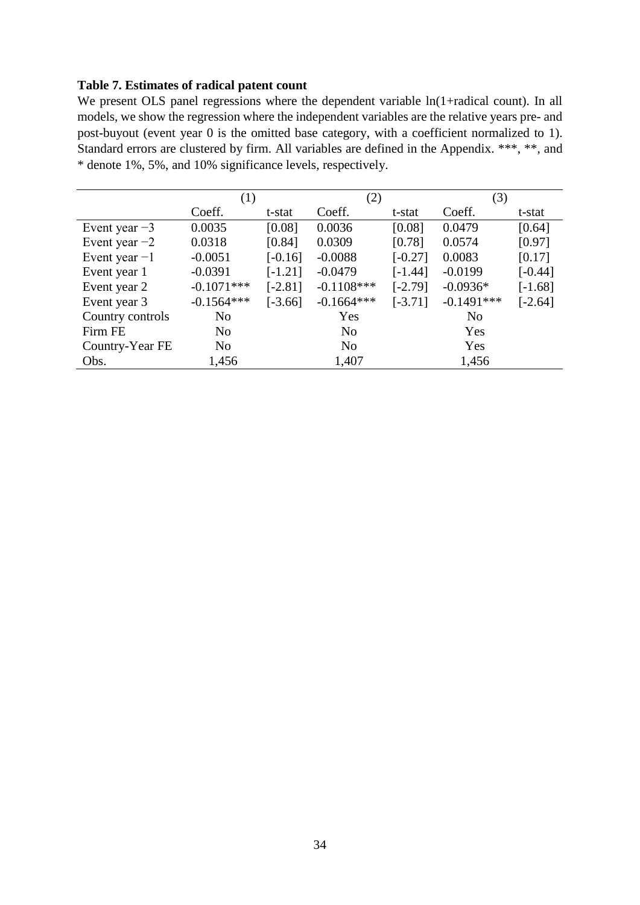**Table 7. Estimates of radical patent count**

We present OLS panel regressions where the dependent variable ln(1+radical count). In all models, we show the regression where the independent variables are the relative years pre- and post-buyout (event year 0 is the omitted base category, with a coefficient normalized to 1). Standard errors are clustered by firm. All variables are defined in the Appendix. ***, **, and * denote 1%, 5%, and 10% significance levels, respectively.

| | (1) | | (2) | | (3) | |
|---|---|---|---|---|---|---|
| | Coeff. | t-stat | Coeff. | t-stat | Coeff. | t-stat |
| Event year −3 | 0.0035 | [0.08] | 0.0036 | [0.08] | 0.0479 | [0.64] |
| Event year −2 | 0.0318 | [0.84] | 0.0309 | [0.78] | 0.0574 | [0.97] |
| Event year −1 | -0.0051 | [-0.16] | -0.0088 | [-0.27] | 0.0083 | [0.17] |
| Event year 1 | -0.0391 | [-1.21] | -0.0479 | [-1.44] | -0.0199 | [-0.44] |
| Event year 2 | -0.1071*** | [-2.81] | -0.1108*** | [-2.79] | -0.0936* | [-1.68] |
| Event year 3 | -0.1564*** | [-3.66] | -0.1664*** | [-3.71] | -0.1491*** | [-2.64] |
| Country controls | No | | Yes | | No | |
| Firm FE | No | | No | | Yes | |
| Country-Year FE | No | | No | | Yes | |
| Obs. | 1,456 | | 1,407 | | 1,456 | |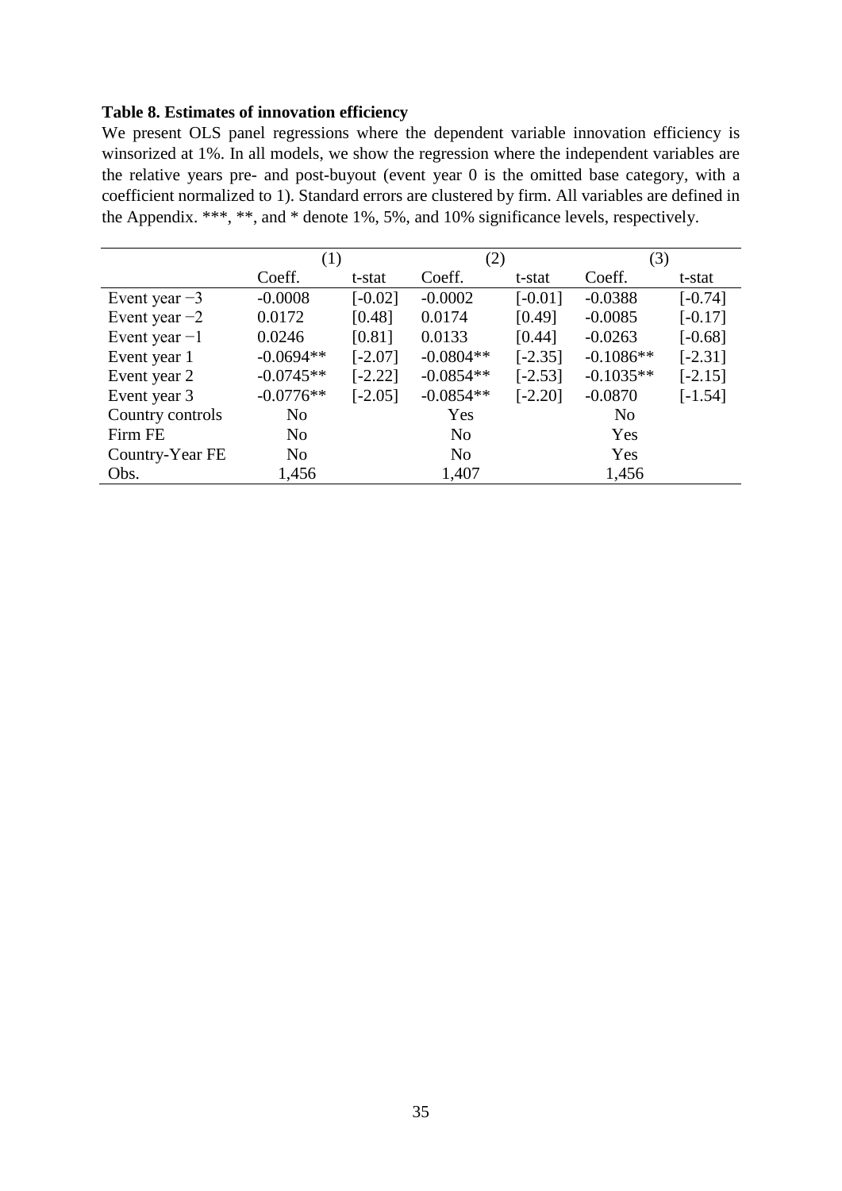**Table 8. Estimates of innovation efficiency**

We present OLS panel regressions where the dependent variable innovation efficiency is winsorized at 1%. In all models, we show the regression where the independent variables are the relative years pre- and post-buyout (event year 0 is the omitted base category, with a coefficient normalized to 1). Standard errors are clustered by firm. All variables are defined in the Appendix. ***, **, and * denote 1%, 5%, and 10% significance levels, respectively.

| | (1) | | (2) | | (3) | |
|---|---|---|---|---|---|---|
| | Coeff. | t-stat | Coeff. | t-stat | Coeff. | t-stat |
| Event year −3 | -0.0008 | [-0.02] | -0.0002 | [-0.01] | -0.0388 | [-0.74] |
| Event year −2 | 0.0172 | [0.48] | 0.0174 | [0.49] | -0.0085 | [-0.17] |
| Event year −1 | 0.0246 | [0.81] | 0.0133 | [0.44] | -0.0263 | [-0.68] |
| Event year 1 | -0.0694** | [-2.07] | -0.0804** | [-2.35] | -0.1086** | [-2.31] |
| Event year 2 | -0.0745** | [-2.22] | -0.0854** | [-2.53] | -0.1035** | [-2.15] |
| Event year 3 | -0.0776** | [-2.05] | -0.0854** | [-2.20] | -0.0870 | [-1.54] |
| Country controls | No | | Yes | | No | |
| Firm FE | No | | No | | Yes | |
| Country-Year FE | No | | No | | Yes | |
| Obs. | 1,456 | | 1,407 | | 1,456 | |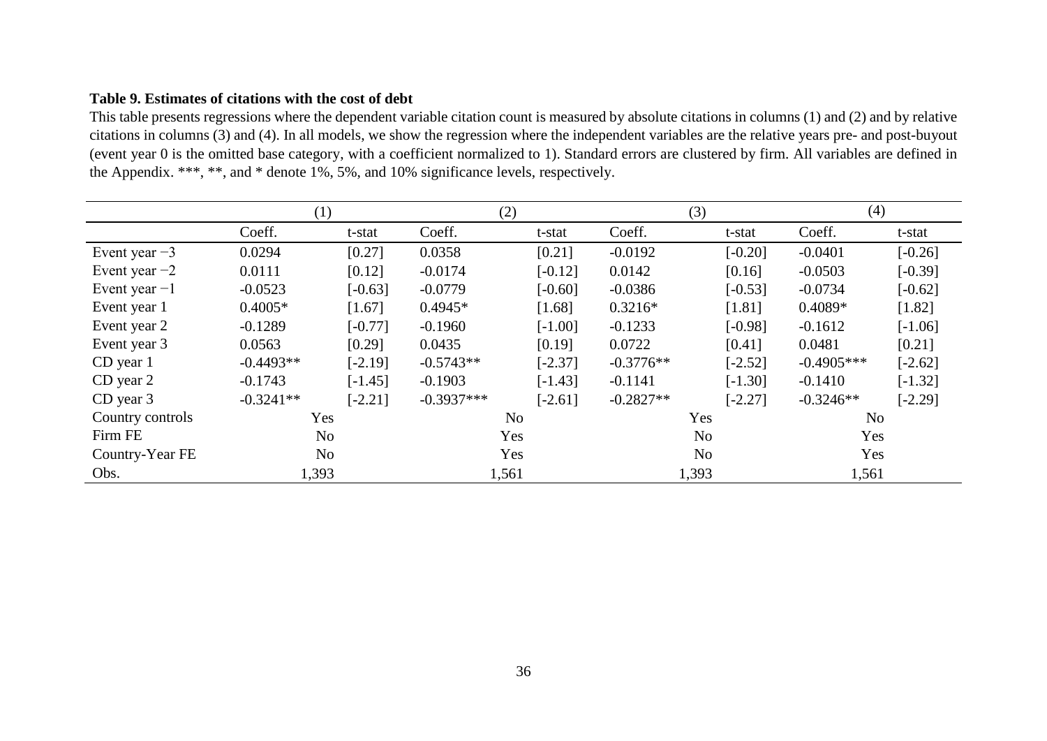**Table 9. Estimates of citations with the cost of debt**

This table presents regressions where the dependent variable citation count is measured by absolute citations in columns (1) and (2) and by relative citations in columns (3) and (4). In all models, we show the regression where the independent variables are the relative years pre- and post-buyout (event year 0 is the omitted base category, with a coefficient normalized to 1). Standard errors are clustered by firm. All variables are defined in the Appendix. ***, **, and * denote 1%, 5%, and 10% significance levels, respectively.

| | (1) | | (2) | | (3) | | (4) | |
|---|---|---|---|---|---|---|---|---|
| | Coeff. | t-stat | Coeff. | t-stat | Coeff. | t-stat | Coeff. | t-stat |
| Event year −3 | 0.0294 | [0.27] | 0.0358 | [0.21] | -0.0192 | [-0.20] | -0.0401 | [-0.26] |
| Event year −2 | 0.0111 | [0.12] | -0.0174 | [-0.12] | 0.0142 | [0.16] | -0.0503 | [-0.39] |
| Event year −1 | -0.0523 | [-0.63] | -0.0779 | [-0.60] | -0.0386 | [-0.53] | -0.0734 | [-0.62] |
| Event year 1 | 0.4005* | [1.67] | 0.4945* | [1.68] | 0.3216* | [1.81] | 0.4089* | [1.82] |
| Event year 2 | -0.1289 | [-0.77] | -0.1960 | [-1.00] | -0.1233 | [-0.98] | -0.1612 | [-1.06] |
| Event year 3 | 0.0563 | [0.29] | 0.0435 | [0.19] | 0.0722 | [0.41] | 0.0481 | [0.21] |
| CD year 1 | -0.4493** | [-2.19] | -0.5743** | [-2.37] | -0.3776** | [-2.52] | -0.4905*** | [-2.62] |
| CD year 2 | -0.1743 | [-1.45] | -0.1903 | [-1.43] | -0.1141 | [-1.30] | -0.1410 | [-1.32] |
| CD year 3 | -0.3241** | [-2.21] | -0.3937*** | [-2.61] | -0.2827** | [-2.27] | -0.3246** | [-2.29] |
| Country controls | Yes | | No | | Yes | | No | |
| Firm FE | No | | Yes | | No | | Yes | |
| Country-Year FE | No | | Yes | | No | | Yes | |
| Obs. | 1,393 | | 1,561 | | 1,393 | | 1,561 | |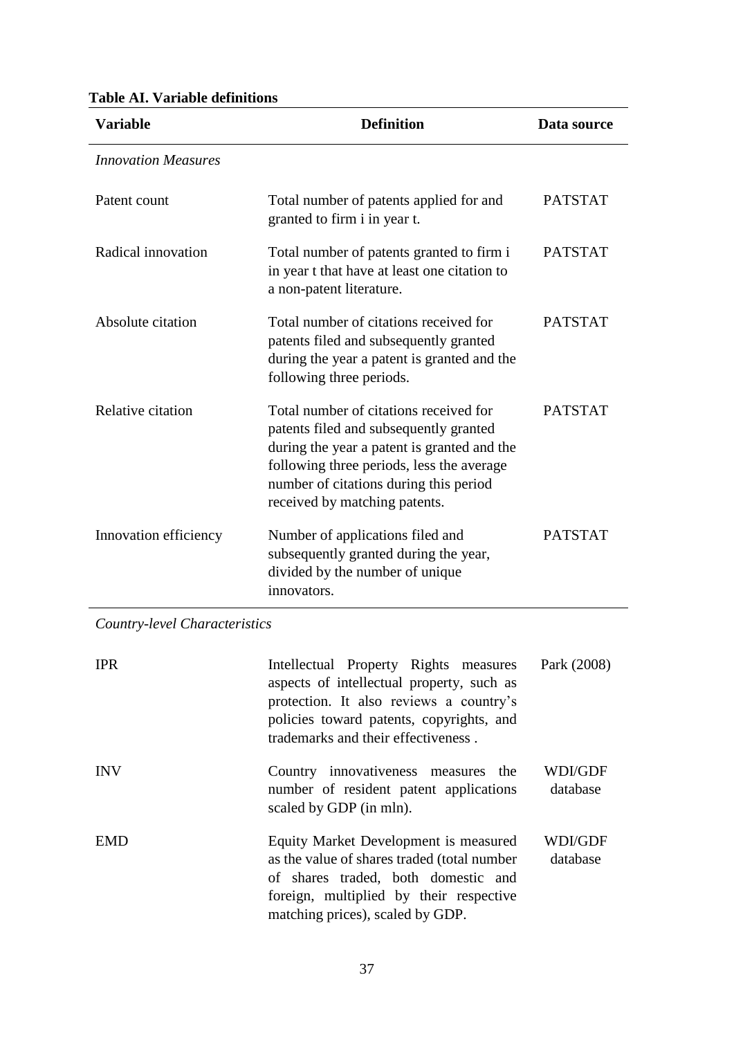**Table AI. Variable definitions**

| Variable | Definition | Data source |
|---|---|---|
| *Innovation Measures* | | |
| Patent count | Total number of patents applied for and granted to firm i in year t. | PATSTAT |
| Radical innovation | Total number of patents granted to firm i in year t that have at least one citation to a non-patent literature. | PATSTAT |
| Absolute citation | Total number of citations received for patents filed and subsequently granted during the year a patent is granted and the following three periods. | PATSTAT |
| Relative citation | Total number of citations received for patents filed and subsequently granted during the year a patent is granted and the following three periods, less the average number of citations during this period received by matching patents. | PATSTAT |
| Innovation efficiency | Number of applications filed and subsequently granted during the year, divided by the number of unique innovators. | PATSTAT |
| *Country-level Characteristics* | | |
| IPR | Intellectual Property Rights measures aspects of intellectual property, such as protection. It also reviews a country's policies toward patents, copyrights, and trademarks and their effectiveness . | Park (2008) |
| INV | Country innovativeness measures the number of resident patent applications scaled by GDP (in mln). | WDI/GDF database |
| EMD | Equity Market Development is measured as the value of shares traded (total number of shares traded, both domestic and foreign, multiplied by their respective matching prices), scaled by GDP. | WDI/GDF database |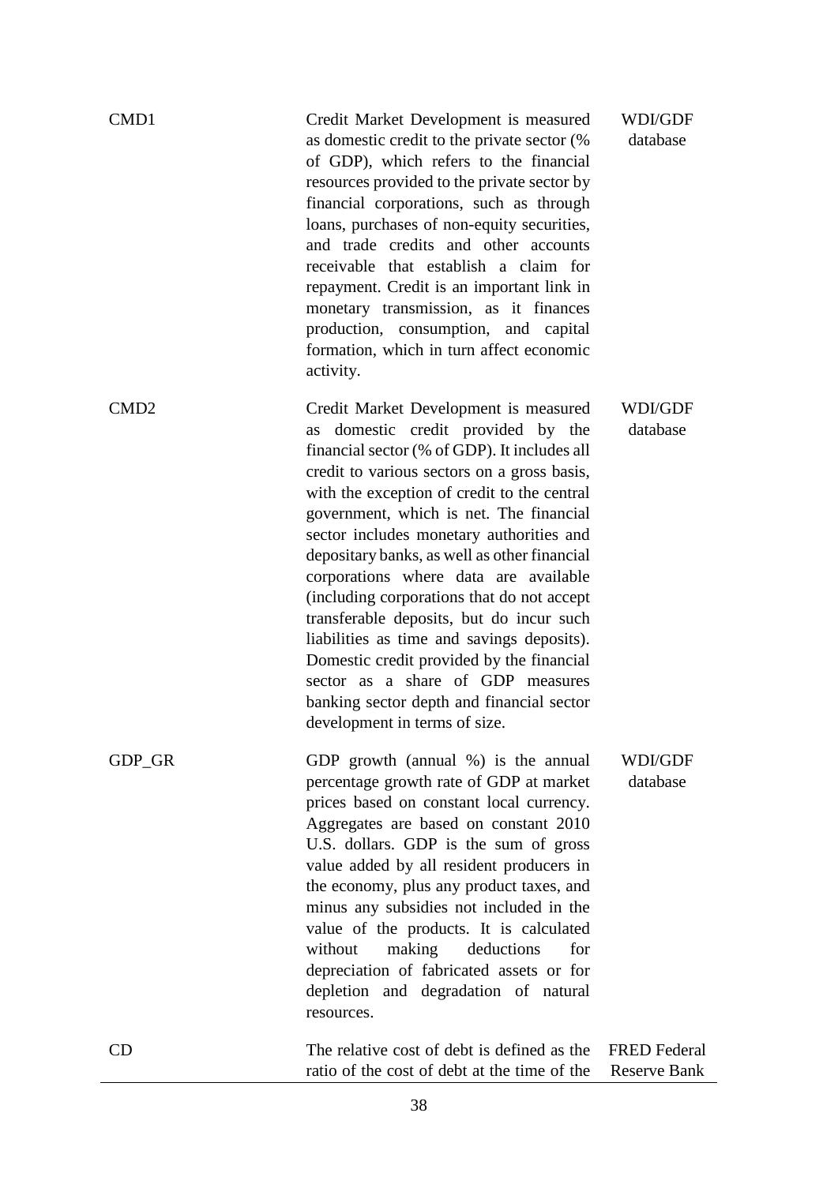| | | |
|---|---|---|
| CMD1 | Credit Market Development is measured as domestic credit to the private sector (% of GDP), which refers to the financial resources provided to the private sector by financial corporations, such as through loans, purchases of non-equity securities, and trade credits and other accounts receivable that establish a claim for repayment. Credit is an important link in monetary transmission, as it finances production, consumption, and capital formation, which in turn affect economic activity. | WDI/GDF database |
| CMD2 | Credit Market Development is measured as domestic credit provided by the financial sector (% of GDP). It includes all credit to various sectors on a gross basis, with the exception of credit to the central government, which is net. The financial sector includes monetary authorities and depositary banks, as well as other financial corporations where data are available (including corporations that do not accept transferable deposits, but do incur such liabilities as time and savings deposits). Domestic credit provided by the financial sector as a share of GDP measures banking sector depth and financial sector development in terms of size. | WDI/GDF database |
| GDP_GR | GDP growth (annual %) is the annual percentage growth rate of GDP at market prices based on constant local currency. Aggregates are based on constant 2010 U.S. dollars. GDP is the sum of gross value added by all resident producers in the economy, plus any product taxes, and minus any subsidies not included in the value of the products. It is calculated without making deductions for depreciation of fabricated assets or for depletion and degradation of natural resources. | WDI/GDF database |
| CD | The relative cost of debt is defined as the ratio of the cost of debt at the time of the | FRED Federal Reserve Bank |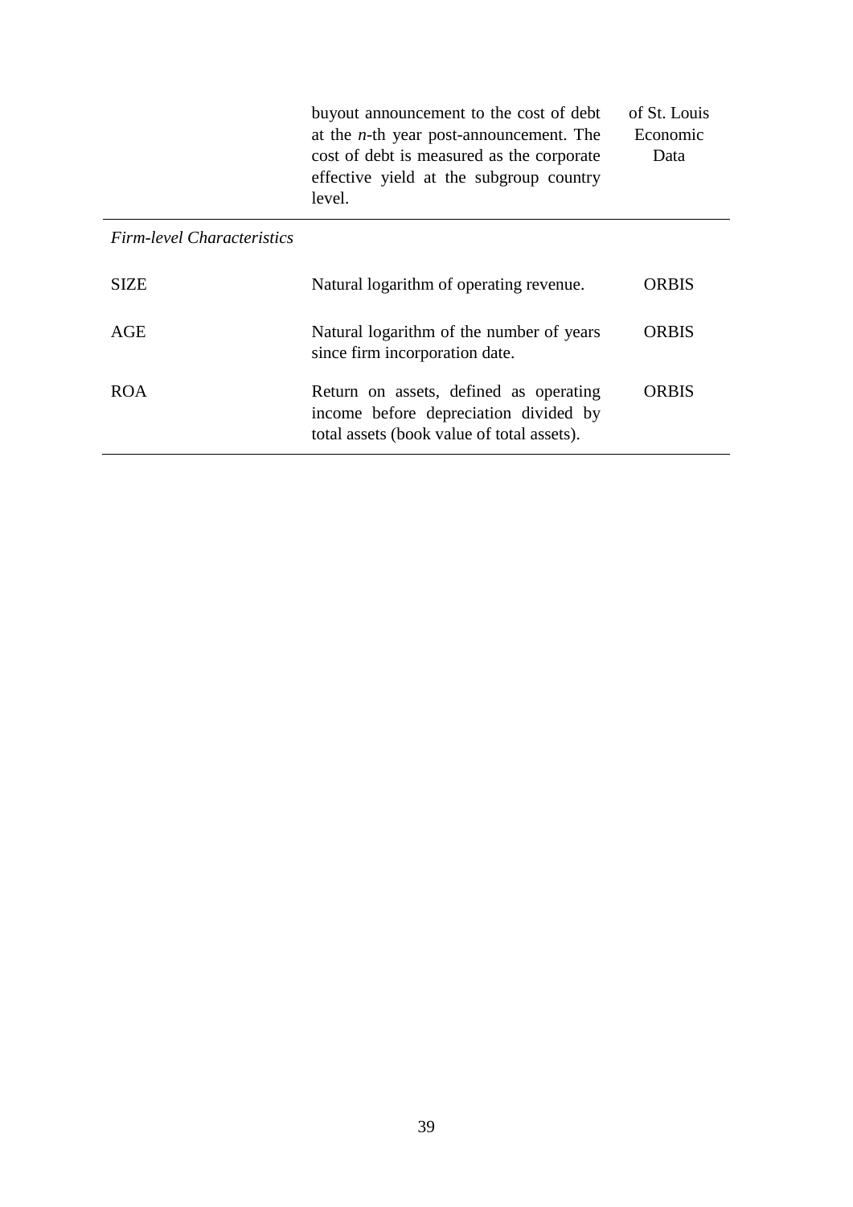| | | |
|---|---|---|
| | buyout announcement to the cost of debt at the $n$-th year post-announcement. The cost of debt is measured as the corporate effective yield at the subgroup country level. | of St. Louis Economic Data |
| *Firm-level Characteristics* | | |
| SIZE | Natural logarithm of operating revenue. | ORBIS |
| AGE | Natural logarithm of the number of years since firm incorporation date. | ORBIS |
| ROA | Return on assets, defined as operating income before depreciation divided by total assets (book value of total assets). | ORBIS |